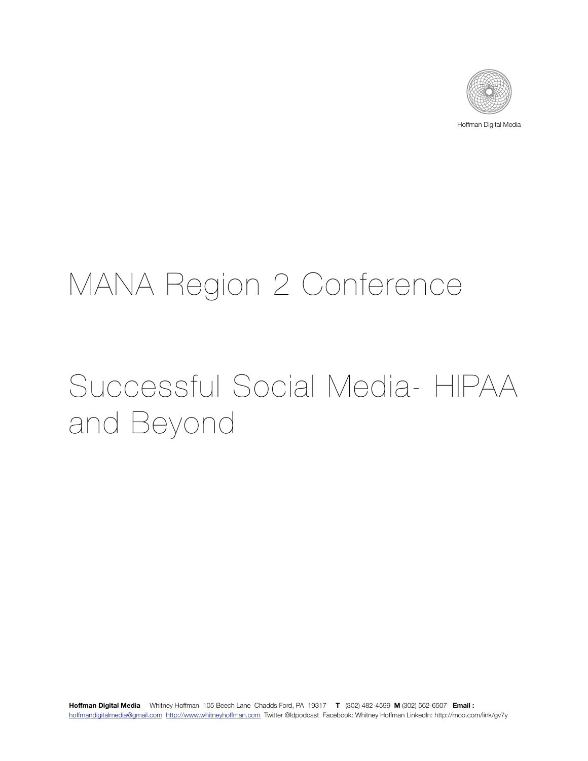Hoffman Digital Media

# MANA Region 2 Conference

# Successful Social Media- HIPAA and Beyond

**Hoffman Digital Media** Whitney Hoffman 105 Beech Lane Chadds Ford, PA 19317 **T** (302) 482-4599 **M** (302) 562-6507 **Email :** hoffmandigitalmedia@gmail.com http://www.whitneyhoffman.com Twitter @ldpodcast Facebook: Whitney Hoffman LinkedIn: http://moo.com/link/gv7y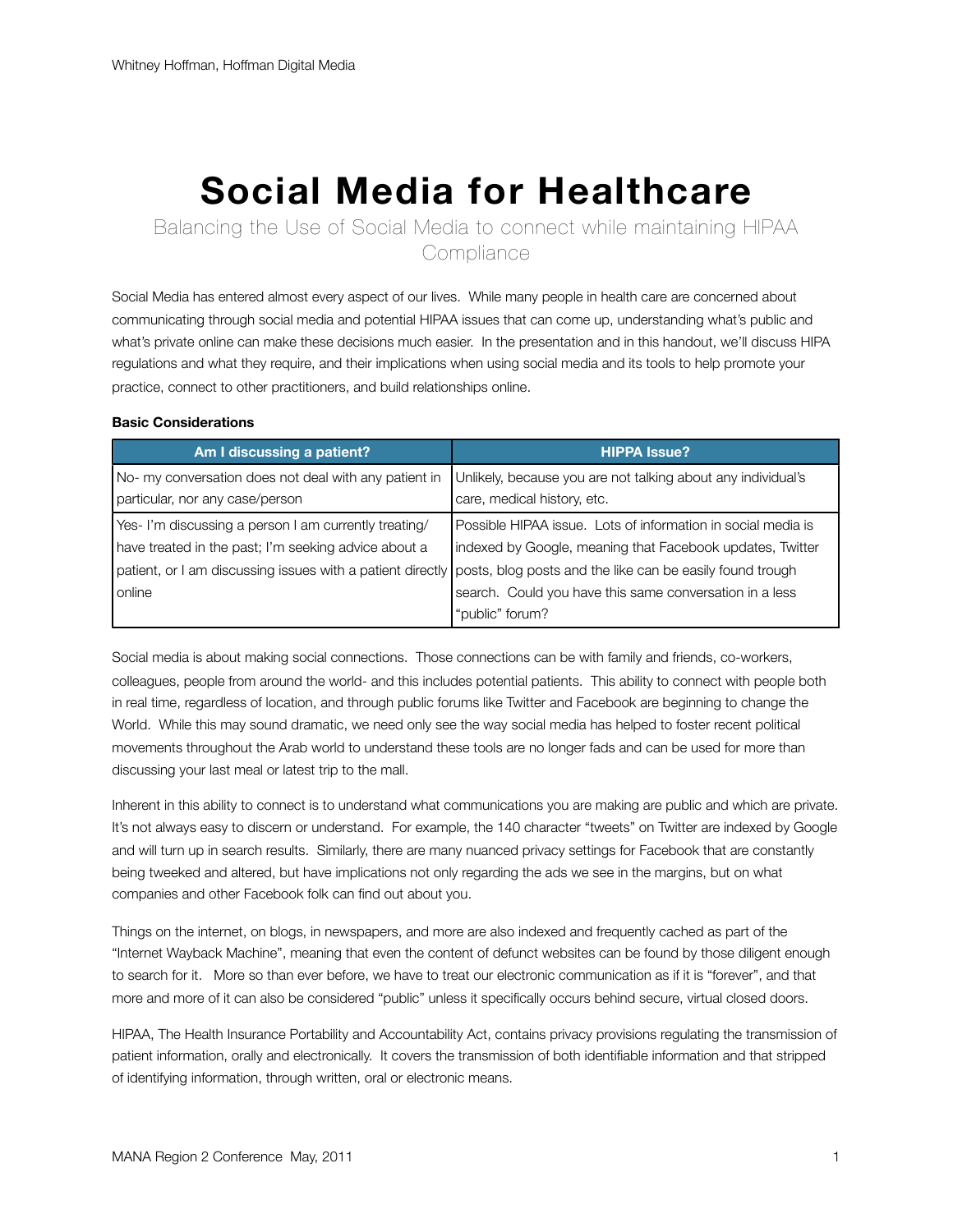# Social Media for Healthcare

Balancing the Use of Social Media to connect while maintaining HIPAA Compliance

Social Media has entered almost every aspect of our lives. While many people in health care are concerned about communicating through social media and potential HIPAA issues that can come up, understanding what's public and what's private online can make these decisions much easier. In the presentation and in this handout, we'll discuss HIPA regulations and what they require, and their implications when using social media and its tools to help promote your practice, connect to other practitioners, and build relationships online.

**Basic Considerations**

| Am I discussing a patient? | HIPPA Issue? |
|---|---|
| No- my conversation does not deal with any patient in particular, nor any case/person | Unlikely, because you are not talking about any individual's care, medical history, etc. |
| Yes- I'm discussing a person I am currently treating/ have treated in the past; I'm seeking advice about a patient, or I am discussing issues with a patient directly online | Possible HIPAA issue. Lots of information in social media is indexed by Google, meaning that Facebook updates, Twitter posts, blog posts and the like can be easily found trough search. Could you have this same conversation in a less "public" forum? |

Social media is about making social connections. Those connections can be with family and friends, co-workers, colleagues, people from around the world- and this includes potential patients. This ability to connect with people both in real time, regardless of location, and through public forums like Twitter and Facebook are beginning to change the World. While this may sound dramatic, we need only see the way social media has helped to foster recent political movements throughout the Arab world to understand these tools are no longer fads and can be used for more than discussing your last meal or latest trip to the mall.

Inherent in this ability to connect is to understand what communications you are making are public and which are private. It's not always easy to discern or understand. For example, the 140 character "tweets" on Twitter are indexed by Google and will turn up in search results. Similarly, there are many nuanced privacy settings for Facebook that are constantly being tweeked and altered, but have implications not only regarding the ads we see in the margins, but on what companies and other Facebook folk can find out about you.

Things on the internet, on blogs, in newspapers, and more are also indexed and frequently cached as part of the "Internet Wayback Machine", meaning that even the content of defunct websites can be found by those diligent enough to search for it. More so than ever before, we have to treat our electronic communication as if it is "forever", and that more and more of it can also be considered "public" unless it specifically occurs behind secure, virtual closed doors.

HIPAA, The Health Insurance Portability and Accountability Act, contains privacy provisions regulating the transmission of patient information, orally and electronically. It covers the transmission of both identifiable information and that stripped of identifying information, through written, oral or electronic means.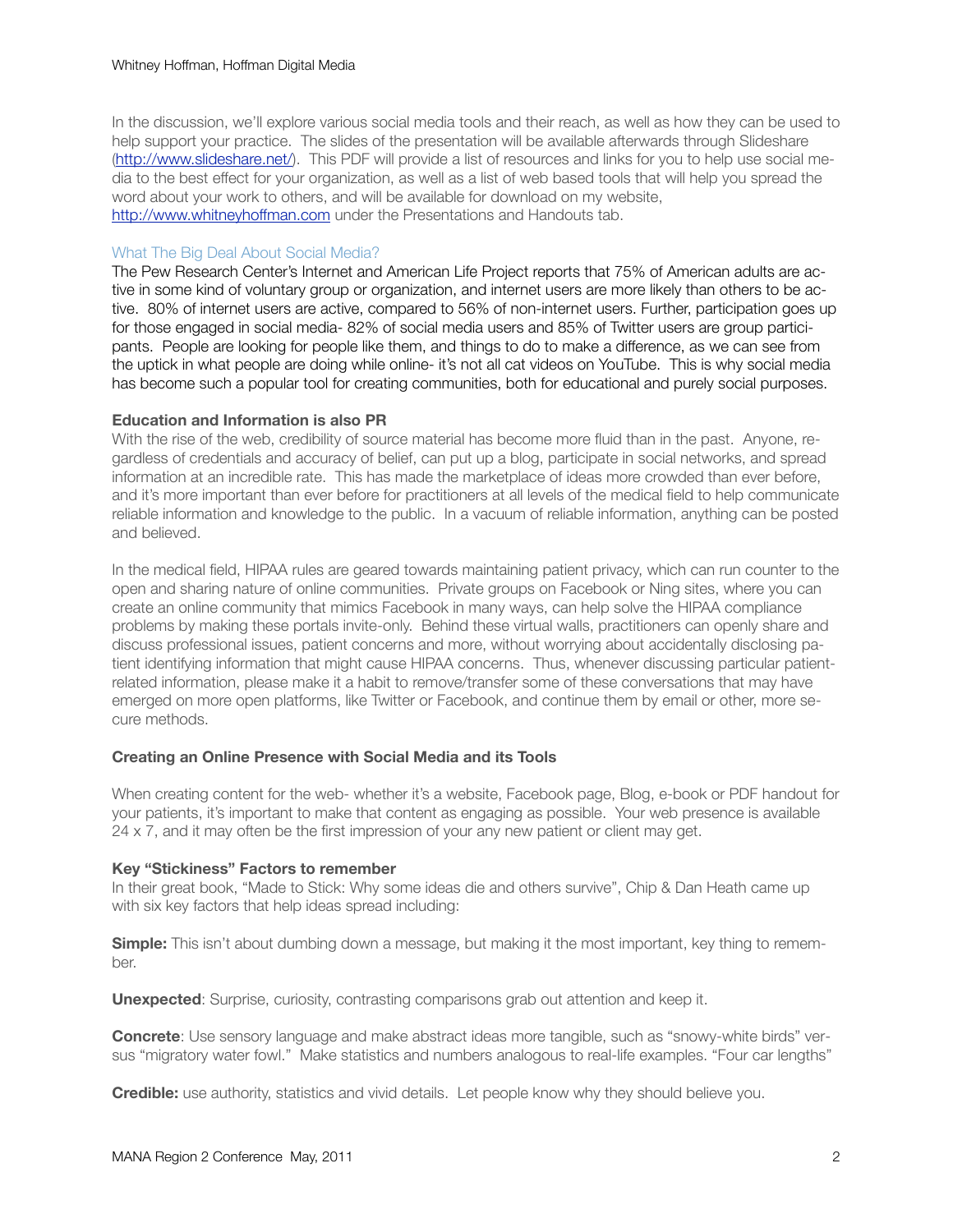In the discussion, we'll explore various social media tools and their reach, as well as how they can be used to help support your practice. The slides of the presentation will be available afterwards through Slideshare (http://www.slideshare.net/). This PDF will provide a list of resources and links for you to help use social media to the best effect for your organization, as well as a list of web based tools that will help you spread the word about your work to others, and will be available for download on my website, http://www.whitneyhoffman.com under the Presentations and Handouts tab.

## What The Big Deal About Social Media?

The Pew Research Center's Internet and American Life Project reports that 75% of American adults are active in some kind of voluntary group or organization, and internet users are more likely than others to be active. 80% of internet users are active, compared to 56% of non-internet users. Further, participation goes up for those engaged in social media- 82% of social media users and 85% of Twitter users are group participants. People are looking for people like them, and things to do to make a difference, as we can see from the uptick in what people are doing while online- it's not all cat videos on YouTube. This is why social media has become such a popular tool for creating communities, both for educational and purely social purposes.

### Education and Information is also PR

With the rise of the web, credibility of source material has become more fluid than in the past. Anyone, regardless of credentials and accuracy of belief, can put up a blog, participate in social networks, and spread information at an incredible rate. This has made the marketplace of ideas more crowded than ever before, and it's more important than ever before for practitioners at all levels of the medical field to help communicate reliable information and knowledge to the public. In a vacuum of reliable information, anything can be posted and believed.

In the medical field, HIPAA rules are geared towards maintaining patient privacy, which can run counter to the open and sharing nature of online communities. Private groups on Facebook or Ning sites, where you can create an online community that mimics Facebook in many ways, can help solve the HIPAA compliance problems by making these portals invite-only. Behind these virtual walls, practitioners can openly share and discuss professional issues, patient concerns and more, without worrying about accidentally disclosing patient identifying information that might cause HIPAA concerns. Thus, whenever discussing particular patient-related information, please make it a habit to remove/transfer some of these conversations that may have emerged on more open platforms, like Twitter or Facebook, and continue them by email or other, more secure methods.

### Creating an Online Presence with Social Media and its Tools

When creating content for the web- whether it's a website, Facebook page, Blog, e-book or PDF handout for your patients, it's important to make that content as engaging as possible. Your web presence is available 24 x 7, and it may often be the first impression of your any new patient or client may get.

### Key "Stickiness" Factors to remember

In their great book, "Made to Stick: Why some ideas die and others survive", Chip & Dan Heath came up with six key factors that help ideas spread including:

**Simple:** This isn't about dumbing down a message, but making it the most important, key thing to remember.

**Unexpected**: Surprise, curiosity, contrasting comparisons grab out attention and keep it.

**Concrete**: Use sensory language and make abstract ideas more tangible, such as "snowy-white birds" versus "migratory water fowl." Make statistics and numbers analogous to real-life examples. "Four car lengths"

**Credible:** use authority, statistics and vivid details. Let people know why they should believe you.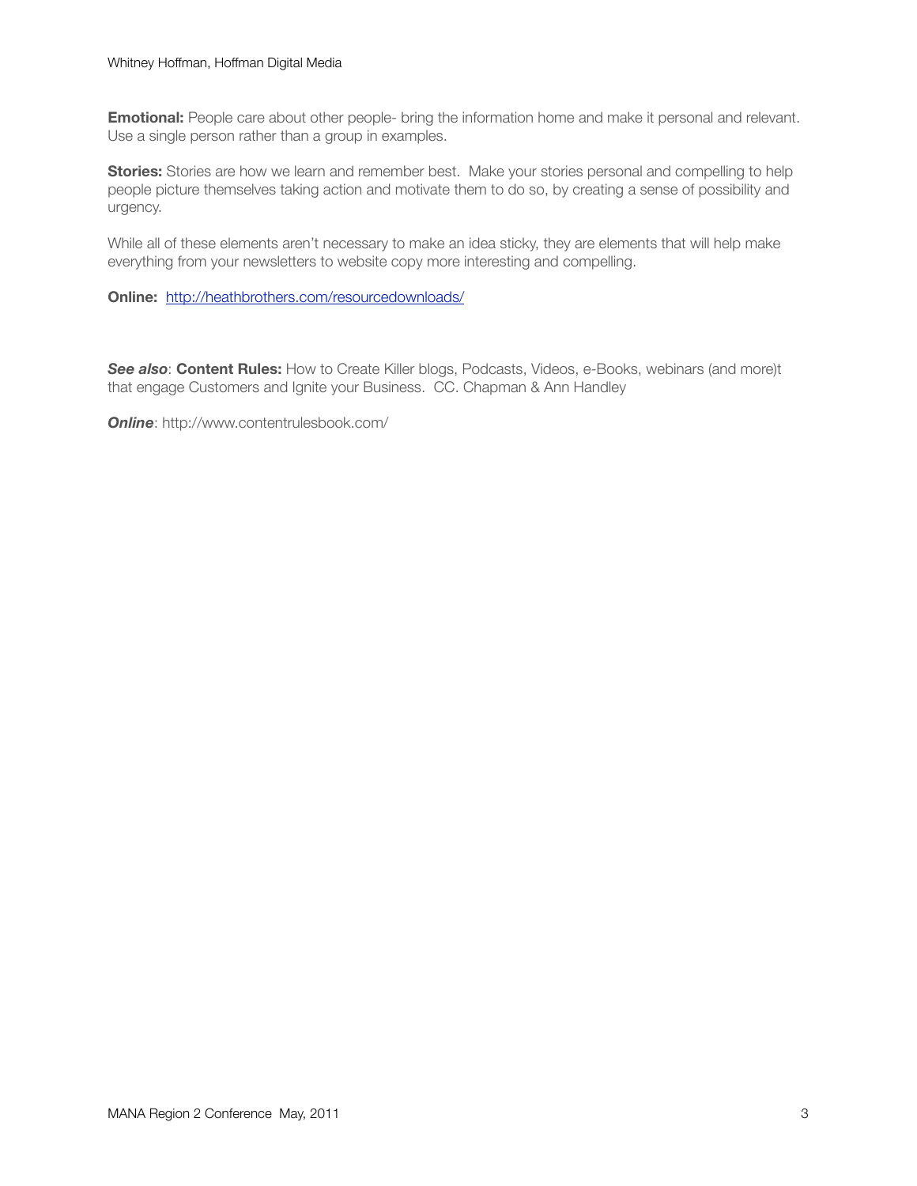**Emotional:** People care about other people- bring the information home and make it personal and relevant. Use a single person rather than a group in examples.

**Stories:** Stories are how we learn and remember best. Make your stories personal and compelling to help people picture themselves taking action and motivate them to do so, by creating a sense of possibility and urgency.

While all of these elements aren't necessary to make an idea sticky, they are elements that will help make everything from your newsletters to website copy more interesting and compelling.

**Online:** http://heathbrothers.com/resourcedownloads/

***See also***: **Content Rules:** How to Create Killer blogs, Podcasts, Videos, e-Books, webinars (and more)t that engage Customers and Ignite your Business. CC. Chapman & Ann Handley

***Online***: http://www.contentrulesbook.com/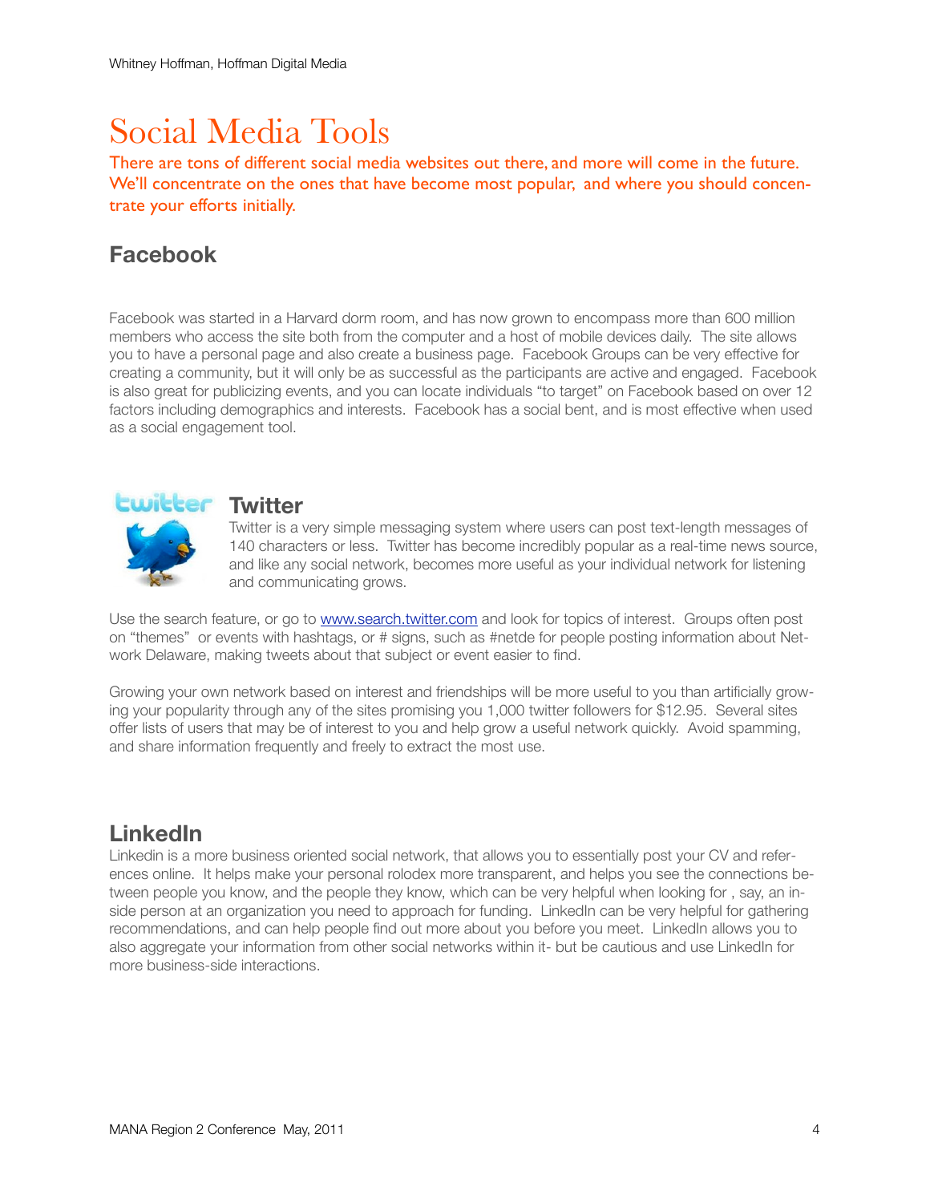# Social Media Tools

There are tons of different social media websites out there, and more will come in the future. We'll concentrate on the ones that have become most popular, and where you should concentrate your efforts initially.

## Facebook

Facebook was started in a Harvard dorm room, and has now grown to encompass more than 600 million members who access the site both from the computer and a host of mobile devices daily. The site allows you to have a personal page and also create a business page. Facebook Groups can be very effective for creating a community, but it will only be as successful as the participants are active and engaged. Facebook is also great for publicizing events, and you can locate individuals "to target" on Facebook based on over 12 factors including demographics and interests. Facebook has a social bent, and is most effective when used as a social engagement tool.

## Twitter

Twitter is a very simple messaging system where users can post text-length messages of 140 characters or less. Twitter has become incredibly popular as a real-time news source, and like any social network, becomes more useful as your individual network for listening and communicating grows.

Use the search feature, or go to www.search.twitter.com and look for topics of interest. Groups often post on "themes" or events with hashtags, or # signs, such as #netde for people posting information about Network Delaware, making tweets about that subject or event easier to find.

Growing your own network based on interest and friendships will be more useful to you than artificially growing your popularity through any of the sites promising you 1,000 twitter followers for $12.95. Several sites offer lists of users that may be of interest to you and help grow a useful network quickly. Avoid spamming, and share information frequently and freely to extract the most use.

## LinkedIn

Linkedin is a more business oriented social network, that allows you to essentially post your CV and references online. It helps make your personal rolodex more transparent, and helps you see the connections between people you know, and the people they know, which can be very helpful when looking for , say, an inside person at an organization you need to approach for funding. LinkedIn can be very helpful for gathering recommendations, and can help people find out more about you before you meet. LinkedIn allows you to also aggregate your information from other social networks within it- but be cautious and use LinkedIn for more business-side interactions.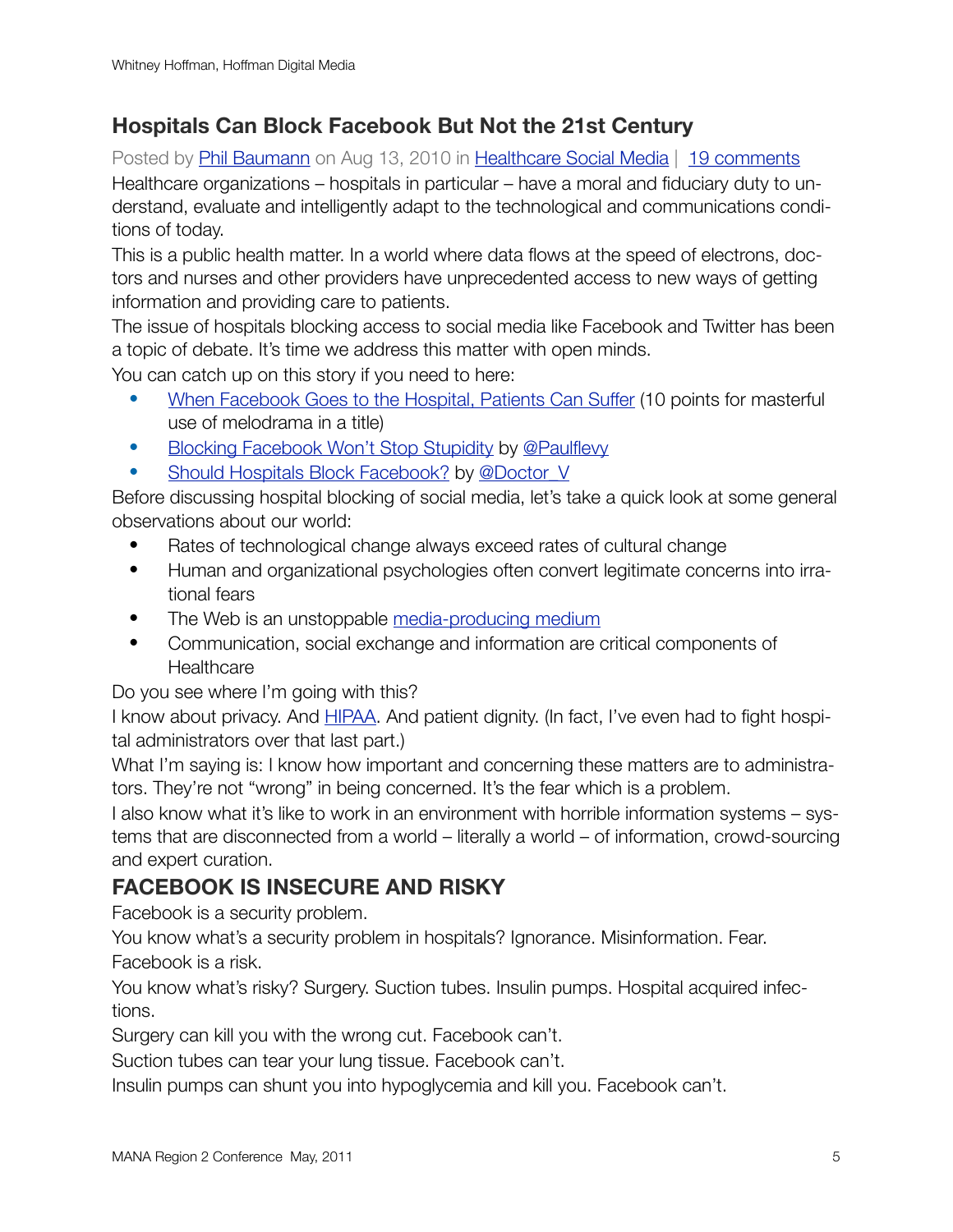## Hospitals Can Block Facebook But Not the 21st Century

Posted by [Phil Baumann]() on Aug 13, 2010 in [Healthcare Social Media]() | [19 comments]()

Healthcare organizations – hospitals in particular – have a moral and fiduciary duty to understand, evaluate and intelligently adapt to the technological and communications conditions of today.

This is a public health matter. In a world where data flows at the speed of electrons, doctors and nurses and other providers have unprecedented access to new ways of getting information and providing care to patients.

The issue of hospitals blocking access to social media like Facebook and Twitter has been a topic of debate. It's time we address this matter with open minds.

You can catch up on this story if you need to here:

- [When Facebook Goes to the Hospital, Patients Can Suffer]() (10 points for masterful use of melodrama in a title)
- [Blocking Facebook Won't Stop Stupidity]() by [@Paulflevy]()
- [Should Hospitals Block Facebook?]() by [@Doctor_V]()

Before discussing hospital blocking of social media, let's take a quick look at some general observations about our world:

- Rates of technological change always exceed rates of cultural change
- Human and organizational psychologies often convert legitimate concerns into irrational fears
- The Web is an unstoppable [media-producing medium]()
- Communication, social exchange and information are critical components of Healthcare

Do you see where I'm going with this?

I know about privacy. And [HIPAA](). And patient dignity. (In fact, I've even had to fight hospital administrators over that last part.)

What I'm saying is: I know how important and concerning these matters are to administrators. They're not "wrong" in being concerned. It's the fear which is a problem.

I also know what it's like to work in an environment with horrible information systems – systems that are disconnected from a world – literally a world – of information, crowd-sourcing and expert curation.

### FACEBOOK IS INSECURE AND RISKY

Facebook is a security problem.

You know what's a security problem in hospitals? Ignorance. Misinformation. Fear.

Facebook is a risk.

You know what's risky? Surgery. Suction tubes. Insulin pumps. Hospital acquired infections.

Surgery can kill you with the wrong cut. Facebook can't.

Suction tubes can tear your lung tissue. Facebook can't.

Insulin pumps can shunt you into hypoglycemia and kill you. Facebook can't.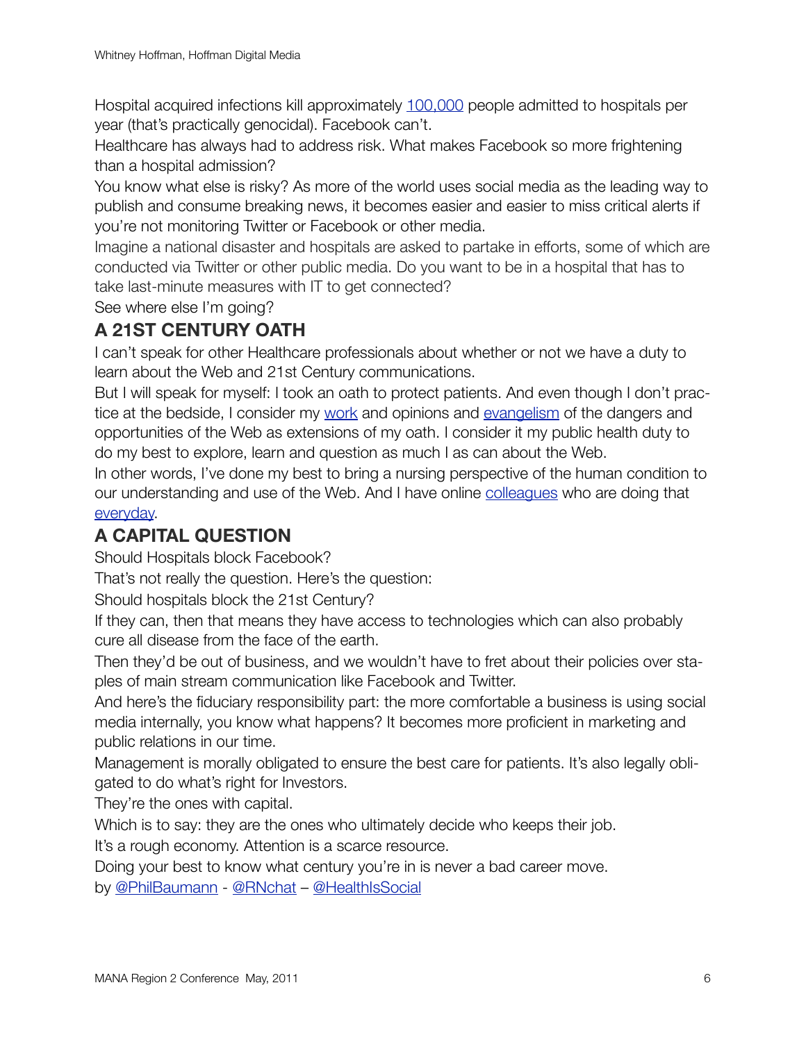Hospital acquired infections kill approximately 100,000 people admitted to hospitals per year (that's practically genocidal). Facebook can't.

Healthcare has always had to address risk. What makes Facebook so more frightening than a hospital admission?

You know what else is risky? As more of the world uses social media as the leading way to publish and consume breaking news, it becomes easier and easier to miss critical alerts if you're not monitoring Twitter or Facebook or other media.

Imagine a national disaster and hospitals are asked to partake in efforts, some of which are conducted via Twitter or other public media. Do you want to be in a hospital that has to take last-minute measures with IT to get connected?

See where else I'm going?

## A 21ST CENTURY OATH

I can't speak for other Healthcare professionals about whether or not we have a duty to learn about the Web and 21st Century communications.

But I will speak for myself: I took an oath to protect patients. And even though I don't practice at the bedside, I consider my work and opinions and evangelism of the dangers and opportunities of the Web as extensions of my oath. I consider it my public health duty to do my best to explore, learn and question as much I as can about the Web.

In other words, I've done my best to bring a nursing perspective of the human condition to our understanding and use of the Web. And I have online colleagues who are doing that everyday.

## A CAPITAL QUESTION

Should Hospitals block Facebook?

That's not really the question. Here's the question:

Should hospitals block the 21st Century?

If they can, then that means they have access to technologies which can also probably cure all disease from the face of the earth.

Then they'd be out of business, and we wouldn't have to fret about their policies over staples of main stream communication like Facebook and Twitter.

And here's the fiduciary responsibility part: the more comfortable a business is using social media internally, you know what happens? It becomes more proficient in marketing and public relations in our time.

Management is morally obligated to ensure the best care for patients. It's also legally obligated to do what's right for Investors.

They're the ones with capital.

Which is to say: they are the ones who ultimately decide who keeps their job.

It's a rough economy. Attention is a scarce resource.

Doing your best to know what century you're in is never a bad career move.

by @PhilBaumann - @RNchat – @HealthIsSocial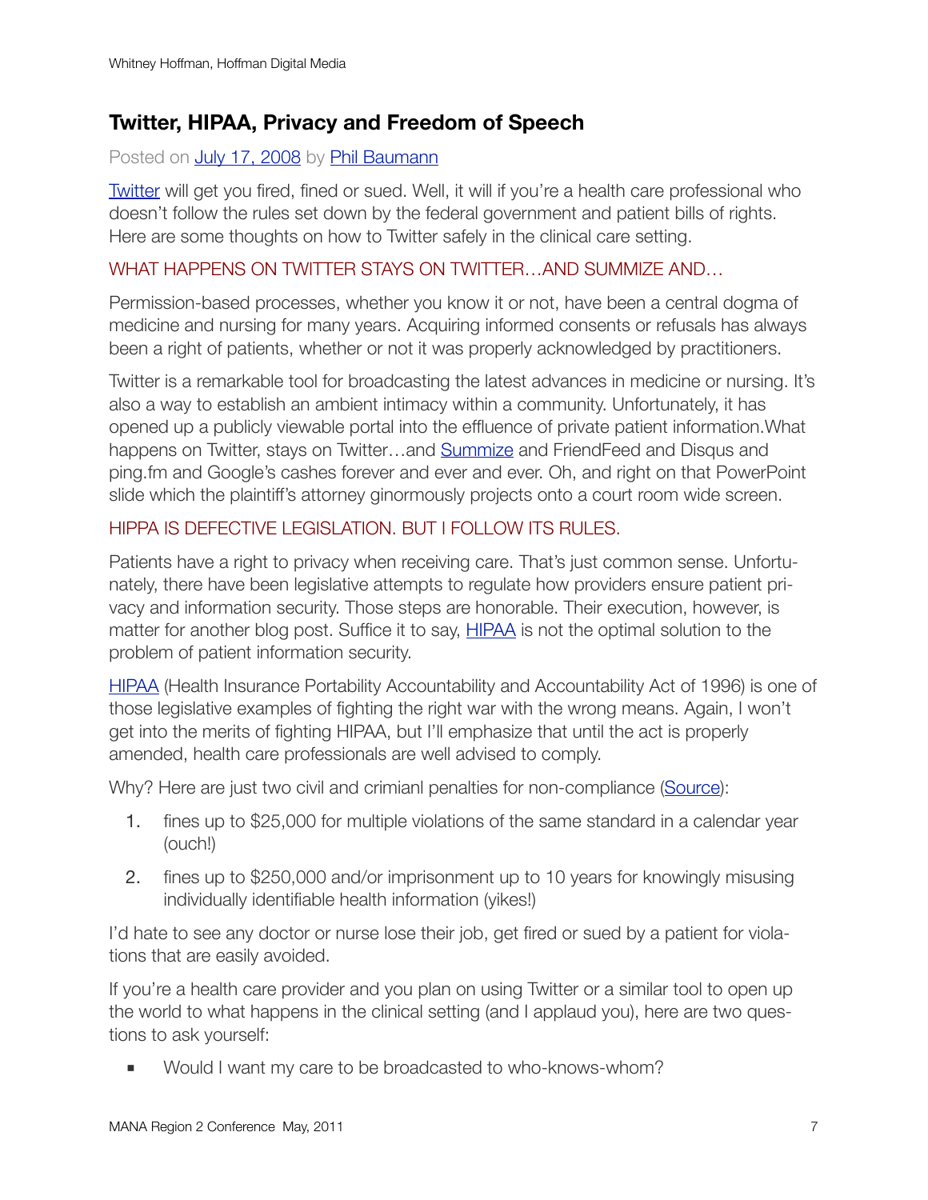## Twitter, HIPAA, Privacy and Freedom of Speech

Posted on July 17, 2008 by Phil Baumann

Twitter will get you fired, fined or sued. Well, it will if you're a health care professional who doesn't follow the rules set down by the federal government and patient bills of rights. Here are some thoughts on how to Twitter safely in the clinical care setting.

### WHAT HAPPENS ON TWITTER STAYS ON TWITTER…AND SUMMIZE AND…

Permission-based processes, whether you know it or not, have been a central dogma of medicine and nursing for many years. Acquiring informed consents or refusals has always been a right of patients, whether or not it was properly acknowledged by practitioners.

Twitter is a remarkable tool for broadcasting the latest advances in medicine or nursing. It's also a way to establish an ambient intimacy within a community. Unfortunately, it has opened up a publicly viewable portal into the effluence of private patient information.What happens on Twitter, stays on Twitter…and Summize and FriendFeed and Disqus and ping.fm and Google's cashes forever and ever and ever. Oh, and right on that PowerPoint slide which the plaintiff's attorney ginormously projects onto a court room wide screen.

### HIPPA IS DEFECTIVE LEGISLATION. BUT I FOLLOW ITS RULES.

Patients have a right to privacy when receiving care. That's just common sense. Unfortunately, there have been legislative attempts to regulate how providers ensure patient privacy and information security. Those steps are honorable. Their execution, however, is matter for another blog post. Suffice it to say, HIPAA is not the optimal solution to the problem of patient information security.

HIPAA (Health Insurance Portability Accountability and Accountability Act of 1996) is one of those legislative examples of fighting the right war with the wrong means. Again, I won't get into the merits of fighting HIPAA, but I'll emphasize that until the act is properly amended, health care professionals are well advised to comply.

Why? Here are just two civil and crimianl penalties for non-compliance (Source):

1. fines up to $25,000 for multiple violations of the same standard in a calendar year (ouch!)
2. fines up to $250,000 and/or imprisonment up to 10 years for knowingly misusing individually identifiable health information (yikes!)

I'd hate to see any doctor or nurse lose their job, get fired or sued by a patient for violations that are easily avoided.

If you're a health care provider and you plan on using Twitter or a similar tool to open up the world to what happens in the clinical setting (and I applaud you), here are two questions to ask yourself:

- Would I want my care to be broadcasted to who-knows-whom?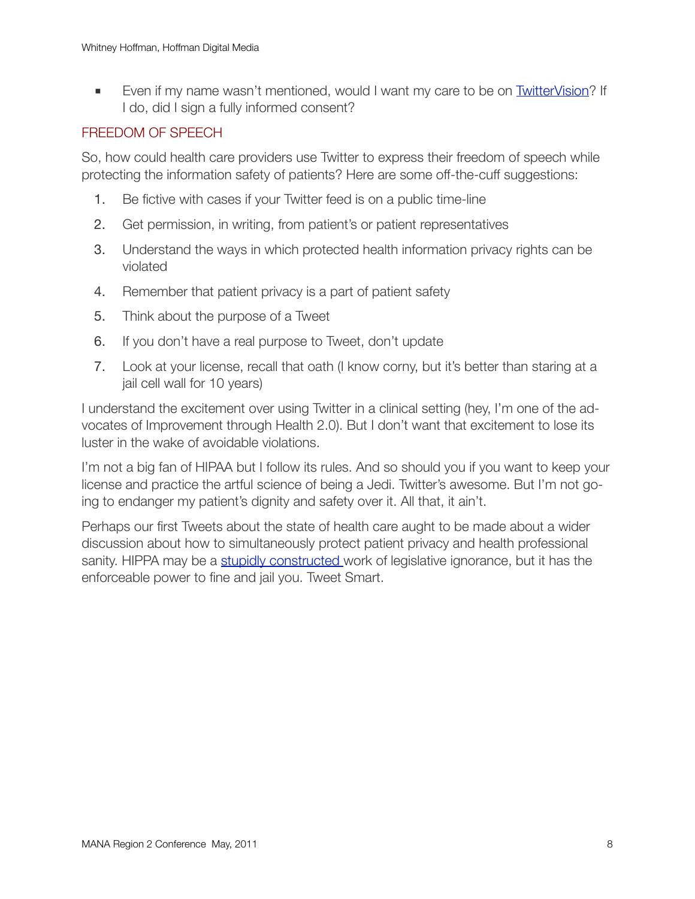- Even if my name wasn't mentioned, would I want my care to be on [TwitterVision]? If I do, did I sign a fully informed consent?

## FREEDOM OF SPEECH

So, how could health care providers use Twitter to express their freedom of speech while protecting the information safety of patients? Here are some off-the-cuff suggestions:

1. Be fictive with cases if your Twitter feed is on a public time-line
2. Get permission, in writing, from patient's or patient representatives
3. Understand the ways in which protected health information privacy rights can be violated
4. Remember that patient privacy is a part of patient safety
5. Think about the purpose of a Tweet
6. If you don't have a real purpose to Tweet, don't update
7. Look at your license, recall that oath (I know corny, but it's better than staring at a jail cell wall for 10 years)

I understand the excitement over using Twitter in a clinical setting (hey, I'm one of the advocates of Improvement through Health 2.0). But I don't want that excitement to lose its luster in the wake of avoidable violations.

I'm not a big fan of HIPAA but I follow its rules. And so should you if you want to keep your license and practice the artful science of being a Jedi. Twitter's awesome. But I'm not going to endanger my patient's dignity and safety over it. All that, it ain't.

Perhaps our first Tweets about the state of health care aught to be made about a wider discussion about how to simultaneously protect patient privacy and health professional sanity. HIPPA may be a stupidly constructed work of legislative ignorance, but it has the enforceable power to fine and jail you. Tweet Smart.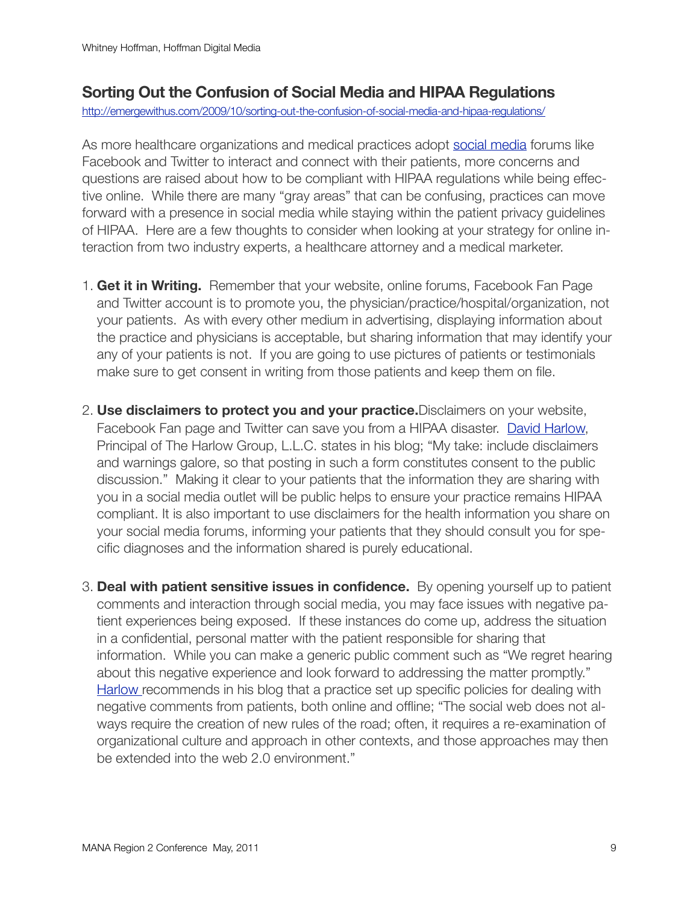## Sorting Out the Confusion of Social Media and HIPAA Regulations

[http://emergewithus.com/2009/10/sorting-out-the-confusion-of-social-media-and-hipaa-regulations/](http://emergewithus.com/2009/10/sorting-out-the-confusion-of-social-media-and-hipaa-regulations/)

As more healthcare organizations and medical practices adopt social media forums like Facebook and Twitter to interact and connect with their patients, more concerns and questions are raised about how to be compliant with HIPAA regulations while being effective online. While there are many "gray areas" that can be confusing, practices can move forward with a presence in social media while staying within the patient privacy guidelines of HIPAA. Here are a few thoughts to consider when looking at your strategy for online interaction from two industry experts, a healthcare attorney and a medical marketer.

1. **Get it in Writing.** Remember that your website, online forums, Facebook Fan Page and Twitter account is to promote you, the physician/practice/hospital/organization, not your patients. As with every other medium in advertising, displaying information about the practice and physicians is acceptable, but sharing information that may identify your any of your patients is not. If you are going to use pictures of patients or testimonials make sure to get consent in writing from those patients and keep them on file.

2. **Use disclaimers to protect you and your practice.**Disclaimers on your website, Facebook Fan page and Twitter can save you from a HIPAA disaster. David Harlow, Principal of The Harlow Group, L.L.C. states in his blog; "My take: include disclaimers and warnings galore, so that posting in such a form constitutes consent to the public discussion." Making it clear to your patients that the information they are sharing with you in a social media outlet will be public helps to ensure your practice remains HIPAA compliant. It is also important to use disclaimers for the health information you share on your social media forums, informing your patients that they should consult you for specific diagnoses and the information shared is purely educational.

3. **Deal with patient sensitive issues in confidence.** By opening yourself up to patient comments and interaction through social media, you may face issues with negative patient experiences being exposed. If these instances do come up, address the situation in a confidential, personal matter with the patient responsible for sharing that information. While you can make a generic public comment such as "We regret hearing about this negative experience and look forward to addressing the matter promptly." Harlow recommends in his blog that a practice set up specific policies for dealing with negative comments from patients, both online and offline; "The social web does not always require the creation of new rules of the road; often, it requires a re-examination of organizational culture and approach in other contexts, and those approaches may then be extended into the web 2.0 environment."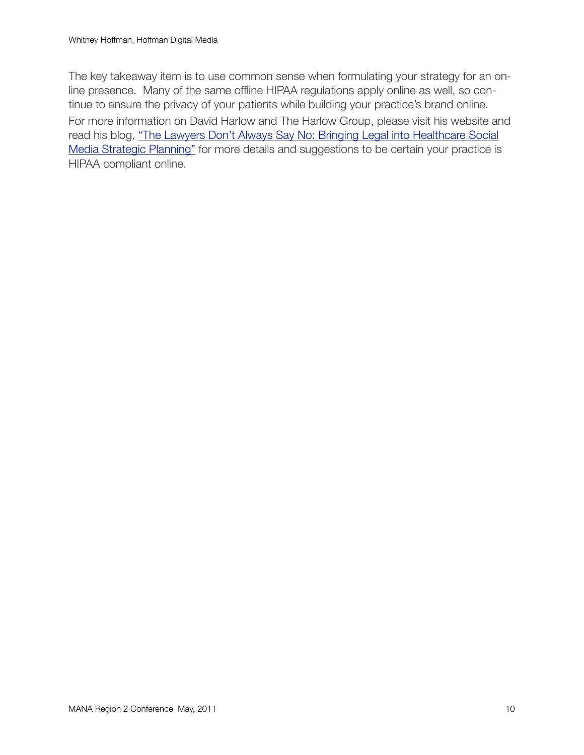The key takeaway item is to use common sense when formulating your strategy for an online presence. Many of the same offline HIPAA regulations apply online as well, so continue to ensure the privacy of your patients while building your practice's brand online.

For more information on David Harlow and The Harlow Group, please visit his website and read his blog, "The Lawyers Don't Always Say No: Bringing Legal into Healthcare Social Media Strategic Planning" for more details and suggestions to be certain your practice is HIPAA compliant online.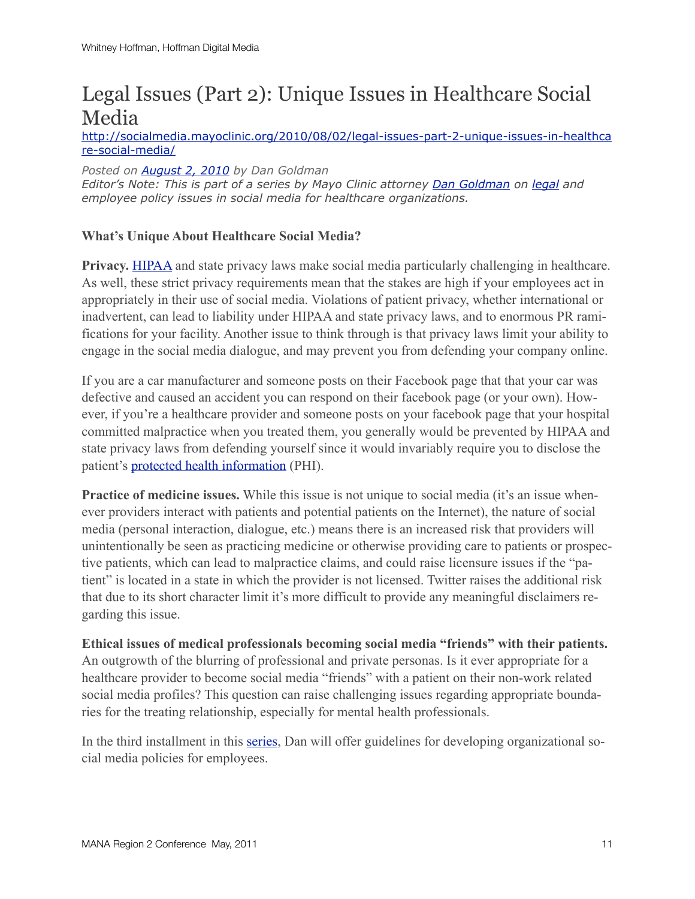# Legal Issues (Part 2): Unique Issues in Healthcare Social Media

http://socialmedia.mayoclinic.org/2010/08/02/legal-issues-part-2-unique-issues-in-healthcare-social-media/

*Posted on August 2, 2010 by Dan Goldman*
*Editor's Note: This is part of a series by Mayo Clinic attorney Dan Goldman on legal and employee policy issues in social media for healthcare organizations.*

**What's Unique About Healthcare Social Media?**

**Privacy.** HIPAA and state privacy laws make social media particularly challenging in healthcare. As well, these strict privacy requirements mean that the stakes are high if your employees act in appropriately in their use of social media. Violations of patient privacy, whether international or inadvertent, can lead to liability under HIPAA and state privacy laws, and to enormous PR ramifications for your facility. Another issue to think through is that privacy laws limit your ability to engage in the social media dialogue, and may prevent you from defending your company online.

If you are a car manufacturer and someone posts on their Facebook page that that your car was defective and caused an accident you can respond on their facebook page (or your own). However, if you're a healthcare provider and someone posts on your facebook page that your hospital committed malpractice when you treated them, you generally would be prevented by HIPAA and state privacy laws from defending yourself since it would invariably require you to disclose the patient's protected health information (PHI).

**Practice of medicine issues.** While this issue is not unique to social media (it's an issue whenever providers interact with patients and potential patients on the Internet), the nature of social media (personal interaction, dialogue, etc.) means there is an increased risk that providers will unintentionally be seen as practicing medicine or otherwise providing care to patients or prospective patients, which can lead to malpractice claims, and could raise licensure issues if the "patient" is located in a state in which the provider is not licensed. Twitter raises the additional risk that due to its short character limit it's more difficult to provide any meaningful disclaimers regarding this issue.

**Ethical issues of medical professionals becoming social media "friends" with their patients.** An outgrowth of the blurring of professional and private personas. Is it ever appropriate for a healthcare provider to become social media "friends" with a patient on their non-work related social media profiles? This question can raise challenging issues regarding appropriate boundaries for the treating relationship, especially for mental health professionals.

In the third installment in this series, Dan will offer guidelines for developing organizational social media policies for employees.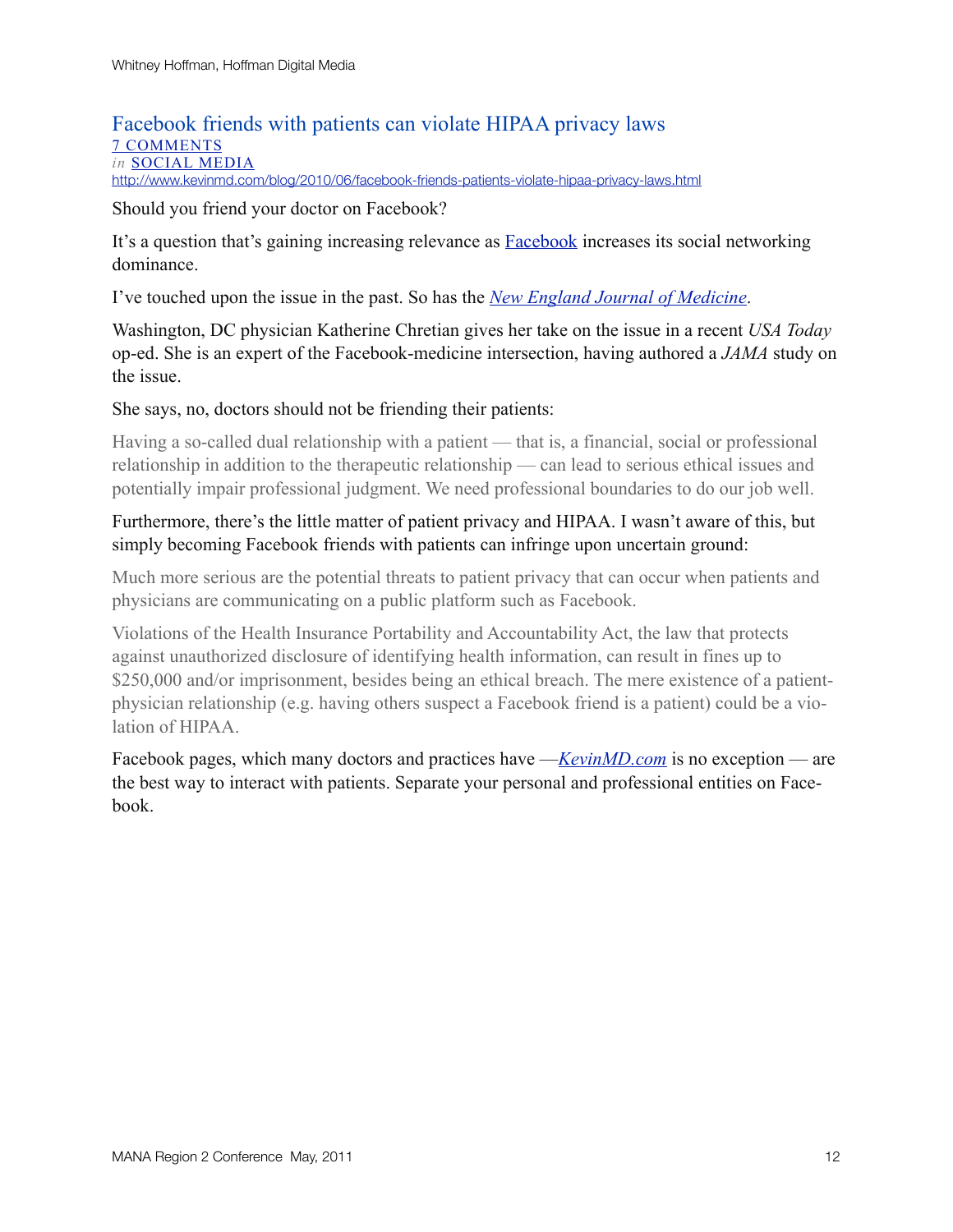## Facebook friends with patients can violate HIPAA privacy laws

7 COMMENTS

*in* SOCIAL MEDIA

http://www.kevinmd.com/blog/2010/06/facebook-friends-patients-violate-hipaa-privacy-laws.html

Should you friend your doctor on Facebook?

It's a question that's gaining increasing relevance as Facebook increases its social networking dominance.

I've touched upon the issue in the past. So has the *New England Journal of Medicine*.

Washington, DC physician Katherine Chretian gives her take on the issue in a recent *USA Today* op-ed. She is an expert of the Facebook-medicine intersection, having authored a *JAMA* study on the issue.

She says, no, doctors should not be friending their patients:

> Having a so-called dual relationship with a patient — that is, a financial, social or professional relationship in addition to the therapeutic relationship — can lead to serious ethical issues and potentially impair professional judgment. We need professional boundaries to do our job well.

Furthermore, there's the little matter of patient privacy and HIPAA. I wasn't aware of this, but simply becoming Facebook friends with patients can infringe upon uncertain ground:

> Much more serious are the potential threats to patient privacy that can occur when patients and physicians are communicating on a public platform such as Facebook.
>
> Violations of the Health Insurance Portability and Accountability Act, the law that protects against unauthorized disclosure of identifying health information, can result in fines up to $250,000 and/or imprisonment, besides being an ethical breach. The mere existence of a patient-physician relationship (e.g. having others suspect a Facebook friend is a patient) could be a violation of HIPAA.

Facebook pages, which many doctors and practices have —*KevinMD.com* is no exception — are the best way to interact with patients. Separate your personal and professional entities on Facebook.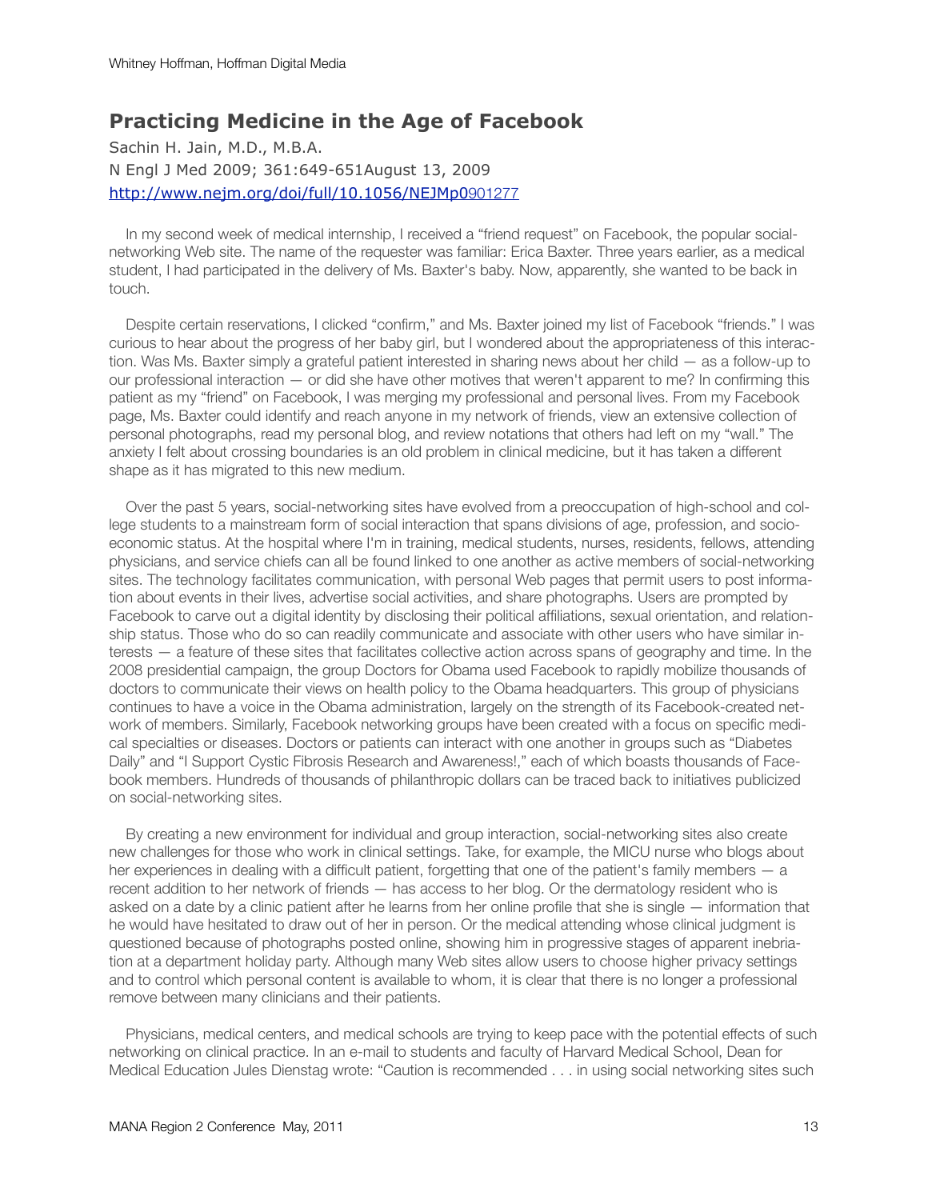## Practicing Medicine in the Age of Facebook

Sachin H. Jain, M.D., M.B.A.
N Engl J Med 2009; 361:649-651August 13, 2009
http://www.nejm.org/doi/full/10.1056/NEJMp0901277

In my second week of medical internship, I received a "friend request" on Facebook, the popular social-networking Web site. The name of the requester was familiar: Erica Baxter. Three years earlier, as a medical student, I had participated in the delivery of Ms. Baxter's baby. Now, apparently, she wanted to be back in touch.

Despite certain reservations, I clicked "confirm," and Ms. Baxter joined my list of Facebook "friends." I was curious to hear about the progress of her baby girl, but I wondered about the appropriateness of this interaction. Was Ms. Baxter simply a grateful patient interested in sharing news about her child — as a follow-up to our professional interaction — or did she have other motives that weren't apparent to me? In confirming this patient as my "friend" on Facebook, I was merging my professional and personal lives. From my Facebook page, Ms. Baxter could identify and reach anyone in my network of friends, view an extensive collection of personal photographs, read my personal blog, and review notations that others had left on my "wall." The anxiety I felt about crossing boundaries is an old problem in clinical medicine, but it has taken a different shape as it has migrated to this new medium.

Over the past 5 years, social-networking sites have evolved from a preoccupation of high-school and college students to a mainstream form of social interaction that spans divisions of age, profession, and socioeconomic status. At the hospital where I'm in training, medical students, nurses, residents, fellows, attending physicians, and service chiefs can all be found linked to one another as active members of social-networking sites. The technology facilitates communication, with personal Web pages that permit users to post information about events in their lives, advertise social activities, and share photographs. Users are prompted by Facebook to carve out a digital identity by disclosing their political affiliations, sexual orientation, and relationship status. Those who do so can readily communicate and associate with other users who have similar interests — a feature of these sites that facilitates collective action across spans of geography and time. In the 2008 presidential campaign, the group Doctors for Obama used Facebook to rapidly mobilize thousands of doctors to communicate their views on health policy to the Obama headquarters. This group of physicians continues to have a voice in the Obama administration, largely on the strength of its Facebook-created network of members. Similarly, Facebook networking groups have been created with a focus on specific medical specialties or diseases. Doctors or patients can interact with one another in groups such as "Diabetes Daily" and "I Support Cystic Fibrosis Research and Awareness!," each of which boasts thousands of Facebook members. Hundreds of thousands of philanthropic dollars can be traced back to initiatives publicized on social-networking sites.

By creating a new environment for individual and group interaction, social-networking sites also create new challenges for those who work in clinical settings. Take, for example, the MICU nurse who blogs about her experiences in dealing with a difficult patient, forgetting that one of the patient's family members — a recent addition to her network of friends — has access to her blog. Or the dermatology resident who is asked on a date by a clinic patient after he learns from her online profile that she is single — information that he would have hesitated to draw out of her in person. Or the medical attending whose clinical judgment is questioned because of photographs posted online, showing him in progressive stages of apparent inebriation at a department holiday party. Although many Web sites allow users to choose higher privacy settings and to control which personal content is available to whom, it is clear that there is no longer a professional remove between many clinicians and their patients.

Physicians, medical centers, and medical schools are trying to keep pace with the potential effects of such networking on clinical practice. In an e-mail to students and faculty of Harvard Medical School, Dean for Medical Education Jules Dienstag wrote: "Caution is recommended . . . in using social networking sites such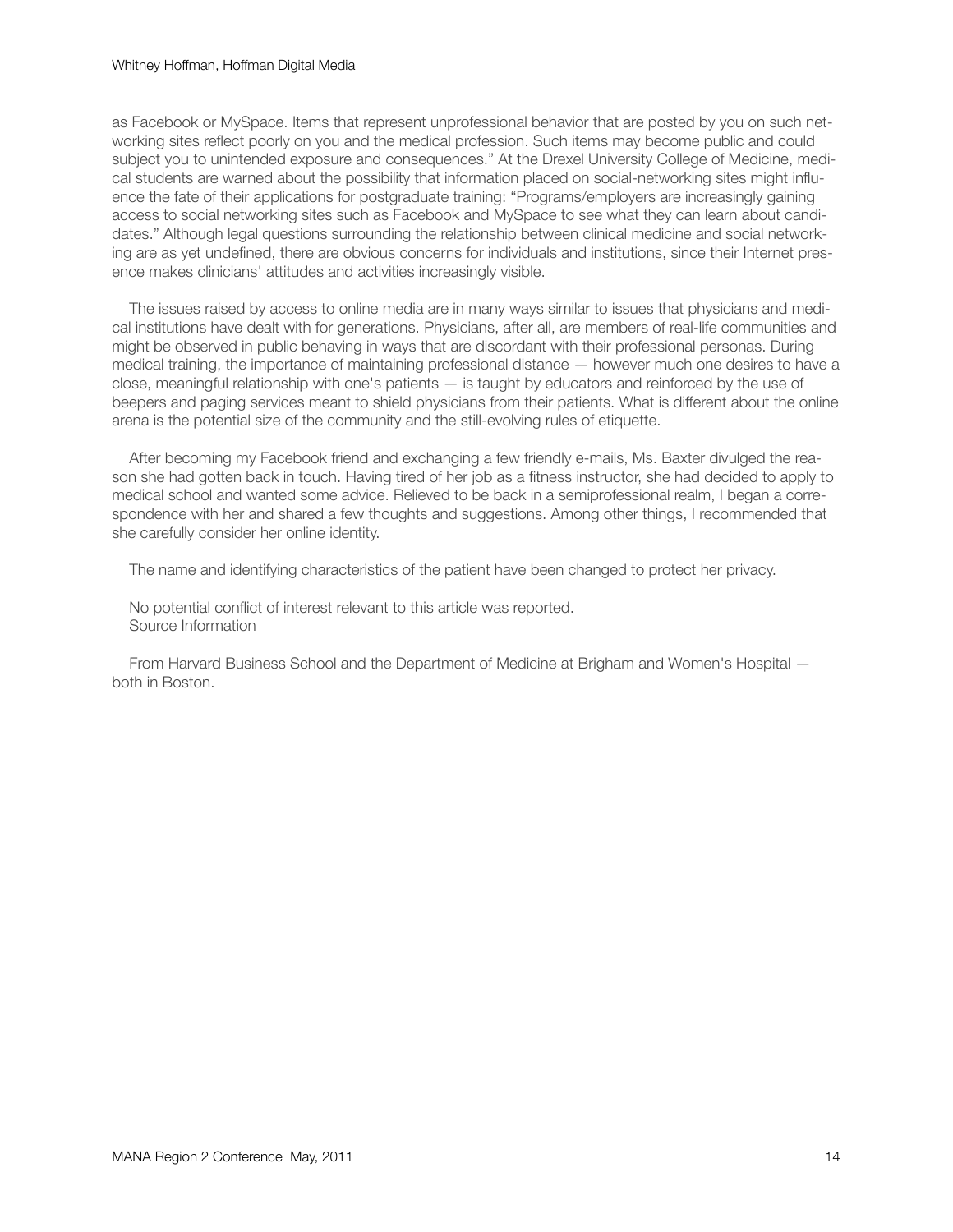as Facebook or MySpace. Items that represent unprofessional behavior that are posted by you on such networking sites reflect poorly on you and the medical profession. Such items may become public and could subject you to unintended exposure and consequences." At the Drexel University College of Medicine, medical students are warned about the possibility that information placed on social-networking sites might influence the fate of their applications for postgraduate training: "Programs/employers are increasingly gaining access to social networking sites such as Facebook and MySpace to see what they can learn about candidates." Although legal questions surrounding the relationship between clinical medicine and social networking are as yet undefined, there are obvious concerns for individuals and institutions, since their Internet presence makes clinicians' attitudes and activities increasingly visible.

The issues raised by access to online media are in many ways similar to issues that physicians and medical institutions have dealt with for generations. Physicians, after all, are members of real-life communities and might be observed in public behaving in ways that are discordant with their professional personas. During medical training, the importance of maintaining professional distance — however much one desires to have a close, meaningful relationship with one's patients — is taught by educators and reinforced by the use of beepers and paging services meant to shield physicians from their patients. What is different about the online arena is the potential size of the community and the still-evolving rules of etiquette.

After becoming my Facebook friend and exchanging a few friendly e-mails, Ms. Baxter divulged the reason she had gotten back in touch. Having tired of her job as a fitness instructor, she had decided to apply to medical school and wanted some advice. Relieved to be back in a semiprofessional realm, I began a correspondence with her and shared a few thoughts and suggestions. Among other things, I recommended that she carefully consider her online identity.

The name and identifying characteristics of the patient have been changed to protect her privacy.

No potential conflict of interest relevant to this article was reported.
Source Information

From Harvard Business School and the Department of Medicine at Brigham and Women's Hospital — both in Boston.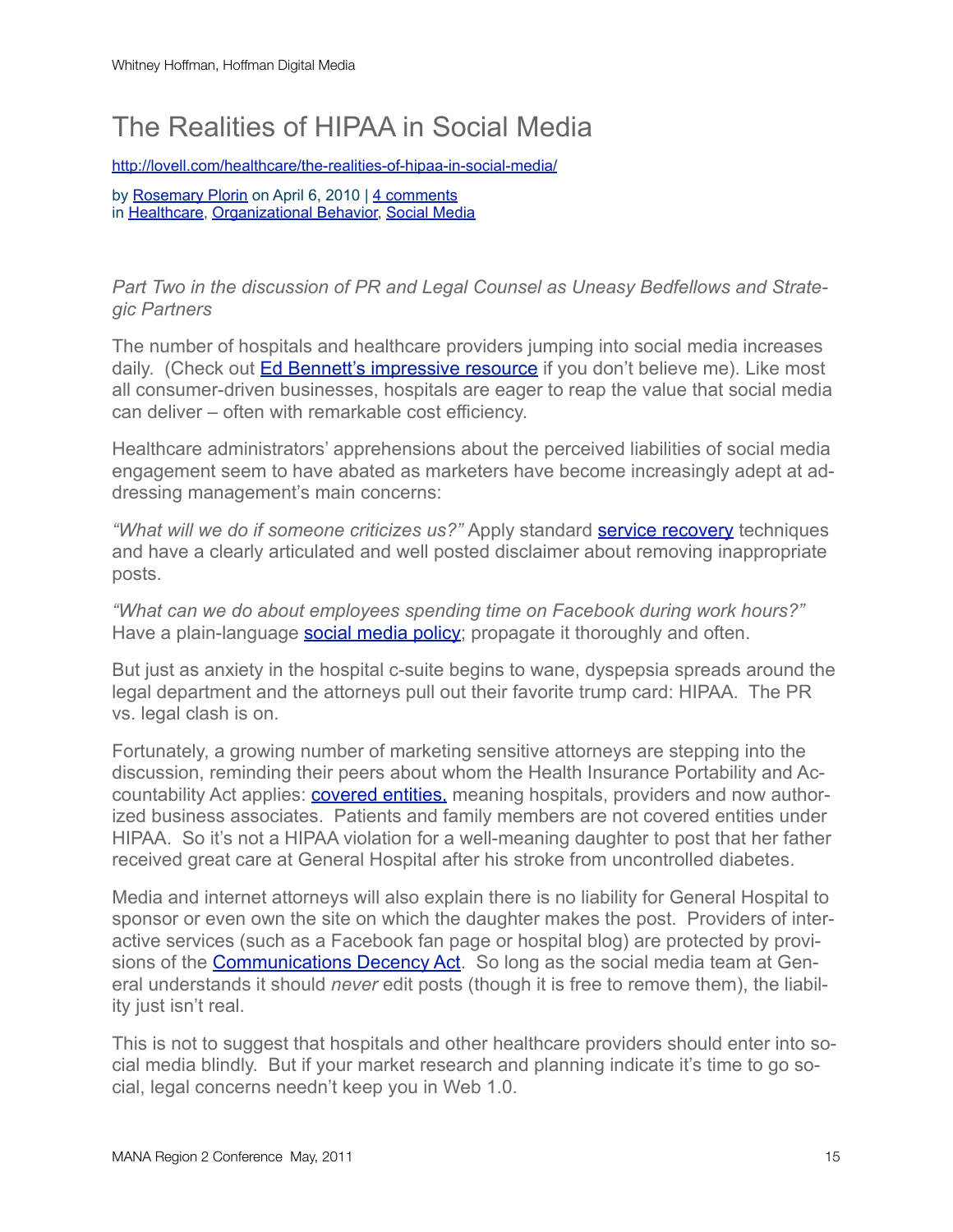# The Realities of HIPAA in Social Media

http://lovell.com/healthcare/the-realities-of-hipaa-in-social-media/

by Rosemary Plorin on April 6, 2010 | 4 comments
in Healthcare, Organizational Behavior, Social Media

*Part Two in the discussion of PR and Legal Counsel as Uneasy Bedfellows and Strategic Partners*

The number of hospitals and healthcare providers jumping into social media increases daily. (Check out Ed Bennett's impressive resource if you don't believe me). Like most all consumer-driven businesses, hospitals are eager to reap the value that social media can deliver – often with remarkable cost efficiency.

Healthcare administrators' apprehensions about the perceived liabilities of social media engagement seem to have abated as marketers have become increasingly adept at addressing management's main concerns:

*"What will we do if someone criticizes us?"* Apply standard service recovery techniques and have a clearly articulated and well posted disclaimer about removing inappropriate posts.

*"What can we do about employees spending time on Facebook during work hours?"* Have a plain-language social media policy; propagate it thoroughly and often.

But just as anxiety in the hospital c-suite begins to wane, dyspepsia spreads around the legal department and the attorneys pull out their favorite trump card: HIPAA. The PR vs. legal clash is on.

Fortunately, a growing number of marketing sensitive attorneys are stepping into the discussion, reminding their peers about whom the Health Insurance Portability and Accountability Act applies: covered entities, meaning hospitals, providers and now authorized business associates. Patients and family members are not covered entities under HIPAA. So it's not a HIPAA violation for a well-meaning daughter to post that her father received great care at General Hospital after his stroke from uncontrolled diabetes.

Media and internet attorneys will also explain there is no liability for General Hospital to sponsor or even own the site on which the daughter makes the post. Providers of interactive services (such as a Facebook fan page or hospital blog) are protected by provisions of the Communications Decency Act. So long as the social media team at General understands it should *never* edit posts (though it is free to remove them), the liability just isn't real.

This is not to suggest that hospitals and other healthcare providers should enter into social media blindly. But if your market research and planning indicate it's time to go social, legal concerns needn't keep you in Web 1.0.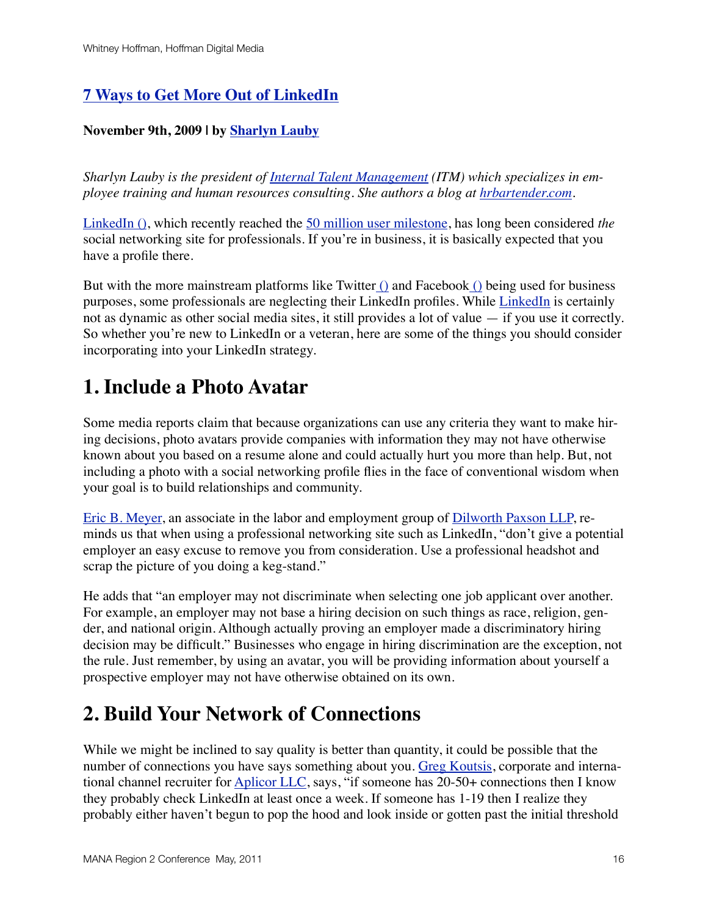## 7 Ways to Get More Out of LinkedIn

**November 9th, 2009 | by Sharlyn Lauby**

*Sharlyn Lauby is the president of Internal Talent Management (ITM) which specializes in employee training and human resources consulting. She authors a blog at hrbartender.com.*

LinkedIn (), which recently reached the 50 million user milestone, has long been considered *the* social networking site for professionals. If you're in business, it is basically expected that you have a profile there.

But with the more mainstream platforms like Twitter () and Facebook () being used for business purposes, some professionals are neglecting their LinkedIn profiles. While LinkedIn is certainly not as dynamic as other social media sites, it still provides a lot of value — if you use it correctly. So whether you're new to LinkedIn or a veteran, here are some of the things you should consider incorporating into your LinkedIn strategy.

# 1. Include a Photo Avatar

Some media reports claim that because organizations can use any criteria they want to make hiring decisions, photo avatars provide companies with information they may not have otherwise known about you based on a resume alone and could actually hurt you more than help. But, not including a photo with a social networking profile flies in the face of conventional wisdom when your goal is to build relationships and community.

Eric B. Meyer, an associate in the labor and employment group of Dilworth Paxson LLP, reminds us that when using a professional networking site such as LinkedIn, "don't give a potential employer an easy excuse to remove you from consideration. Use a professional headshot and scrap the picture of you doing a keg-stand."

He adds that "an employer may not discriminate when selecting one job applicant over another. For example, an employer may not base a hiring decision on such things as race, religion, gender, and national origin. Although actually proving an employer made a discriminatory hiring decision may be difficult." Businesses who engage in hiring discrimination are the exception, not the rule. Just remember, by using an avatar, you will be providing information about yourself a prospective employer may not have otherwise obtained on its own.

# 2. Build Your Network of Connections

While we might be inclined to say quality is better than quantity, it could be possible that the number of connections you have says something about you. Greg Koutsis, corporate and international channel recruiter for Aplicor LLC, says, "if someone has 20-50+ connections then I know they probably check LinkedIn at least once a week. If someone has 1-19 then I realize they probably either haven't begun to pop the hood and look inside or gotten past the initial threshold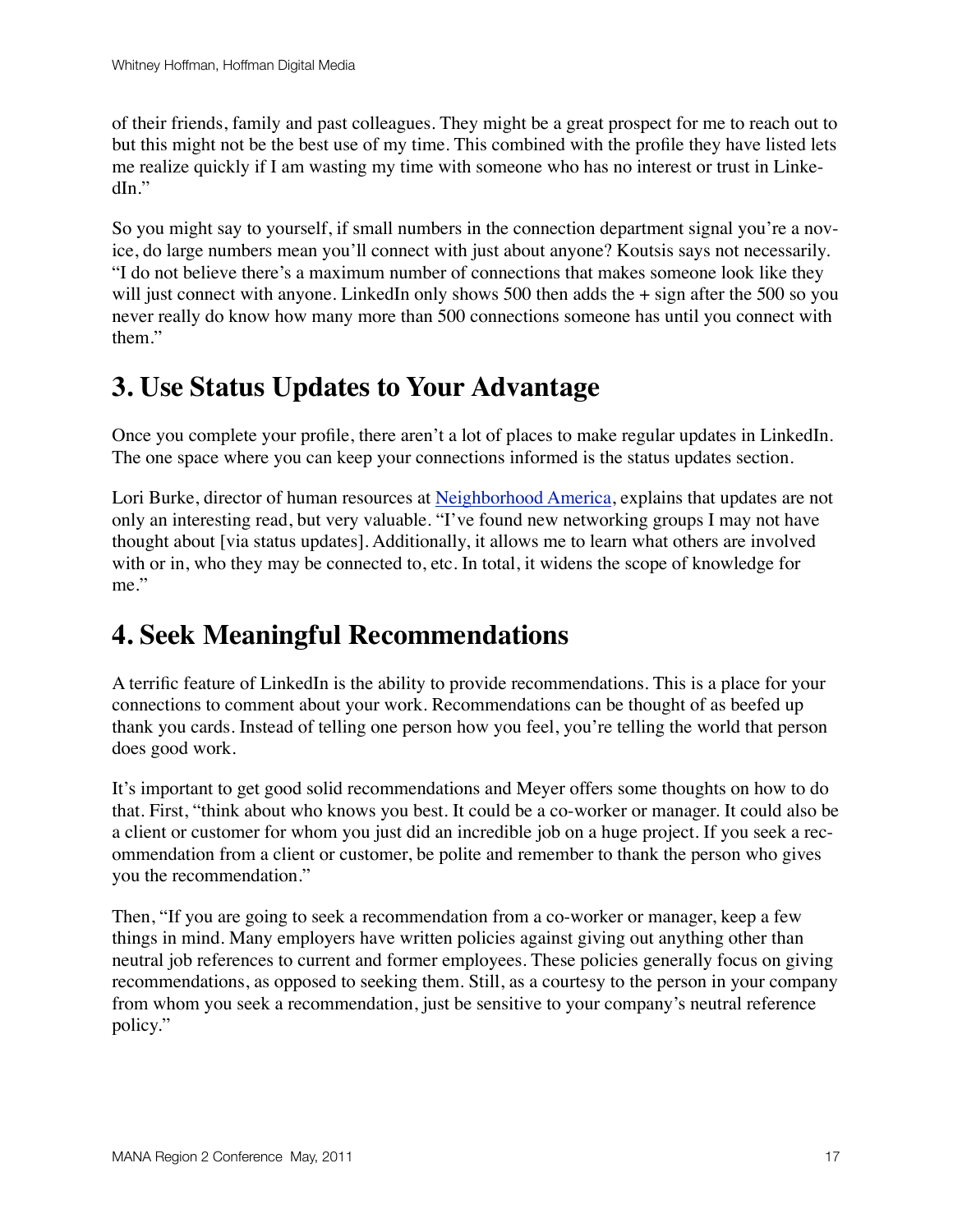of their friends, family and past colleagues. They might be a great prospect for me to reach out to but this might not be the best use of my time. This combined with the profile they have listed lets me realize quickly if I am wasting my time with someone who has no interest or trust in LinkedIn."

So you might say to yourself, if small numbers in the connection department signal you're a novice, do large numbers mean you'll connect with just about anyone? Koutsis says not necessarily. "I do not believe there's a maximum number of connections that makes someone look like they will just connect with anyone. LinkedIn only shows 500 then adds the + sign after the 500 so you never really do know how many more than 500 connections someone has until you connect with them."

## 3. Use Status Updates to Your Advantage

Once you complete your profile, there aren't a lot of places to make regular updates in LinkedIn. The one space where you can keep your connections informed is the status updates section.

Lori Burke, director of human resources at Neighborhood America, explains that updates are not only an interesting read, but very valuable. "I've found new networking groups I may not have thought about [via status updates]. Additionally, it allows me to learn what others are involved with or in, who they may be connected to, etc. In total, it widens the scope of knowledge for me."

## 4. Seek Meaningful Recommendations

A terrific feature of LinkedIn is the ability to provide recommendations. This is a place for your connections to comment about your work. Recommendations can be thought of as beefed up thank you cards. Instead of telling one person how you feel, you're telling the world that person does good work.

It's important to get good solid recommendations and Meyer offers some thoughts on how to do that. First, "think about who knows you best. It could be a co-worker or manager. It could also be a client or customer for whom you just did an incredible job on a huge project. If you seek a recommendation from a client or customer, be polite and remember to thank the person who gives you the recommendation."

Then, "If you are going to seek a recommendation from a co-worker or manager, keep a few things in mind. Many employers have written policies against giving out anything other than neutral job references to current and former employees. These policies generally focus on giving recommendations, as opposed to seeking them. Still, as a courtesy to the person in your company from whom you seek a recommendation, just be sensitive to your company's neutral reference policy."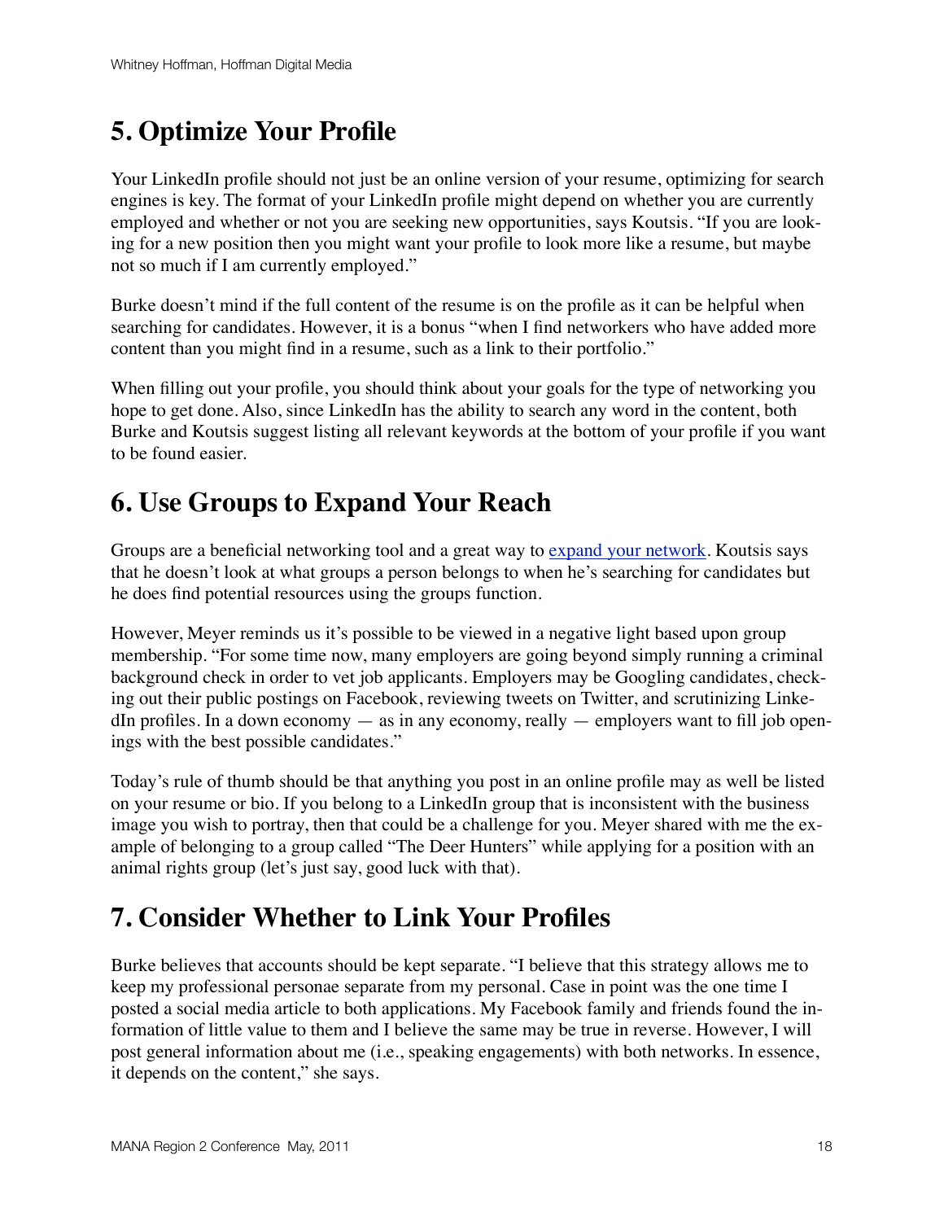## 5. Optimize Your Profile

Your LinkedIn profile should not just be an online version of your resume, optimizing for search engines is key. The format of your LinkedIn profile might depend on whether you are currently employed and whether or not you are seeking new opportunities, says Koutsis. "If you are looking for a new position then you might want your profile to look more like a resume, but maybe not so much if I am currently employed."

Burke doesn't mind if the full content of the resume is on the profile as it can be helpful when searching for candidates. However, it is a bonus "when I find networkers who have added more content than you might find in a resume, such as a link to their portfolio."

When filling out your profile, you should think about your goals for the type of networking you hope to get done. Also, since LinkedIn has the ability to search any word in the content, both Burke and Koutsis suggest listing all relevant keywords at the bottom of your profile if you want to be found easier.

## 6. Use Groups to Expand Your Reach

Groups are a beneficial networking tool and a great way to expand your network. Koutsis says that he doesn't look at what groups a person belongs to when he's searching for candidates but he does find potential resources using the groups function.

However, Meyer reminds us it's possible to be viewed in a negative light based upon group membership. "For some time now, many employers are going beyond simply running a criminal background check in order to vet job applicants. Employers may be Googling candidates, checking out their public postings on Facebook, reviewing tweets on Twitter, and scrutinizing LinkedIn profiles. In a down economy — as in any economy, really — employers want to fill job openings with the best possible candidates."

Today's rule of thumb should be that anything you post in an online profile may as well be listed on your resume or bio. If you belong to a LinkedIn group that is inconsistent with the business image you wish to portray, then that could be a challenge for you. Meyer shared with me the example of belonging to a group called "The Deer Hunters" while applying for a position with an animal rights group (let's just say, good luck with that).

## 7. Consider Whether to Link Your Profiles

Burke believes that accounts should be kept separate. "I believe that this strategy allows me to keep my professional personae separate from my personal. Case in point was the one time I posted a social media article to both applications. My Facebook family and friends found the information of little value to them and I believe the same may be true in reverse. However, I will post general information about me (i.e., speaking engagements) with both networks. In essence, it depends on the content," she says.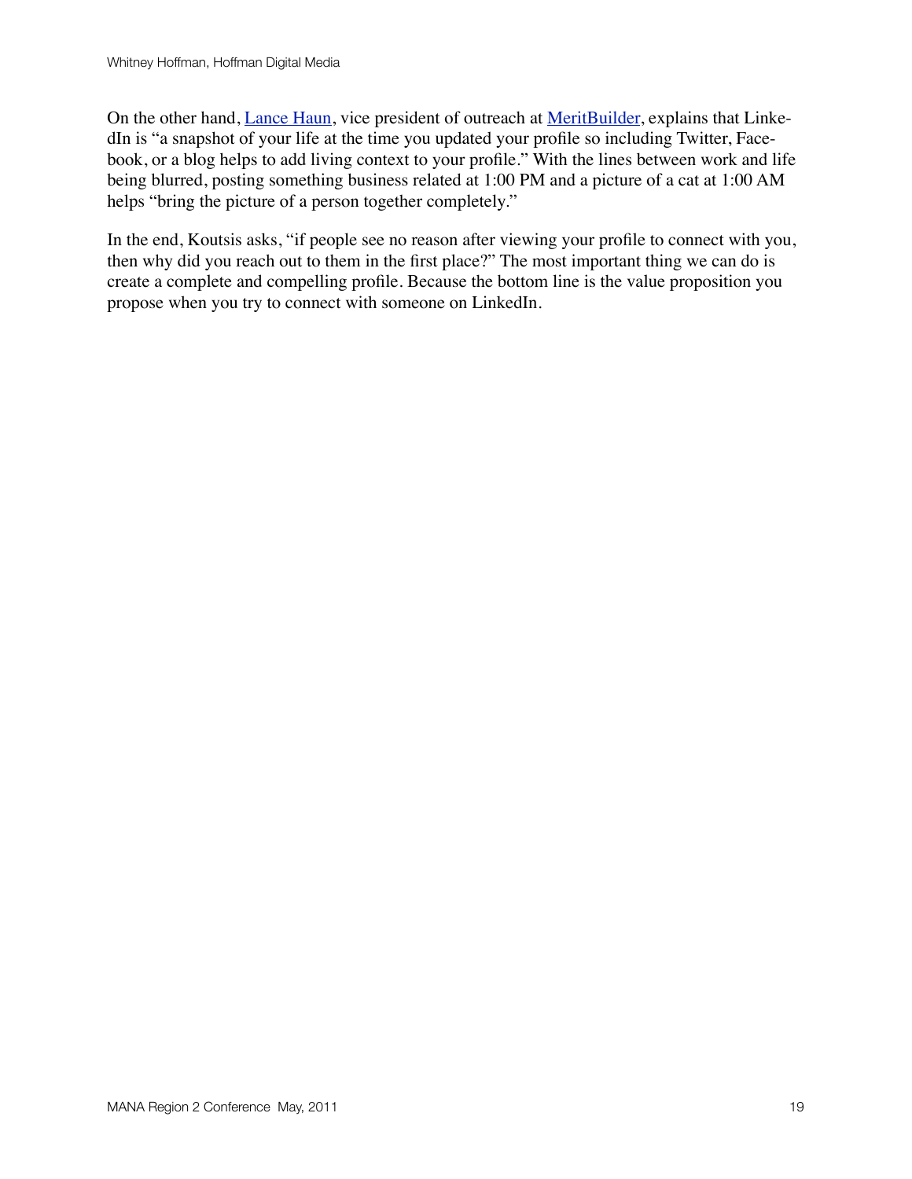On the other hand, [Lance Haun](), vice president of outreach at [MeritBuilder](), explains that LinkedIn is "a snapshot of your life at the time you updated your profile so including Twitter, Facebook, or a blog helps to add living context to your profile." With the lines between work and life being blurred, posting something business related at 1:00 PM and a picture of a cat at 1:00 AM helps "bring the picture of a person together completely."

In the end, Koutsis asks, "if people see no reason after viewing your profile to connect with you, then why did you reach out to them in the first place?" The most important thing we can do is create a complete and compelling profile. Because the bottom line is the value proposition you propose when you try to connect with someone on LinkedIn.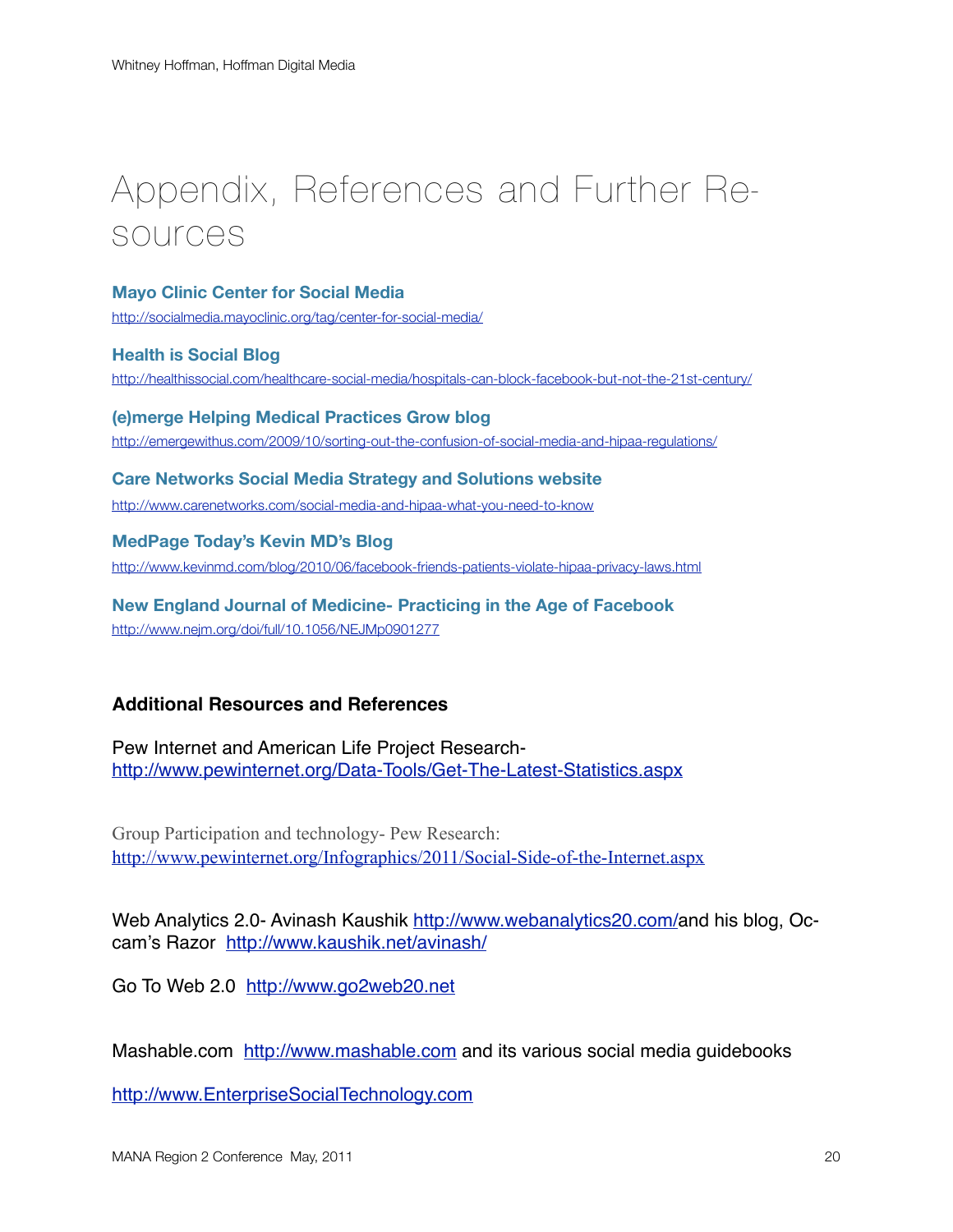# Appendix, References and Further Resources

**Mayo Clinic Center for Social Media**
http://socialmedia.mayoclinic.org/tag/center-for-social-media/

**Health is Social Blog**
http://healthissocial.com/healthcare-social-media/hospitals-can-block-facebook-but-not-the-21st-century/

**(e)merge Helping Medical Practices Grow blog**
http://emergewithus.com/2009/10/sorting-out-the-confusion-of-social-media-and-hipaa-regulations/

**Care Networks Social Media Strategy and Solutions website**
http://www.carenetworks.com/social-media-and-hipaa-what-you-need-to-know

**MedPage Today's Kevin MD's Blog**
http://www.kevinmd.com/blog/2010/06/facebook-friends-patients-violate-hipaa-privacy-laws.html

**New England Journal of Medicine- Practicing in the Age of Facebook**
http://www.nejm.org/doi/full/10.1056/NEJMp0901277

### Additional Resources and References

Pew Internet and American Life Project Research-
http://www.pewinternet.org/Data-Tools/Get-The-Latest-Statistics.aspx

Group Participation and technology- Pew Research:
http://www.pewinternet.org/Infographics/2011/Social-Side-of-the-Internet.aspx

Web Analytics 2.0- Avinash Kaushik http://www.webanalytics20.com/and his blog, Occam's Razor http://www.kaushik.net/avinash/

Go To Web 2.0 http://www.go2web20.net

Mashable.com http://www.mashable.com and its various social media guidebooks

http://www.EnterpriseSocialTechnology.com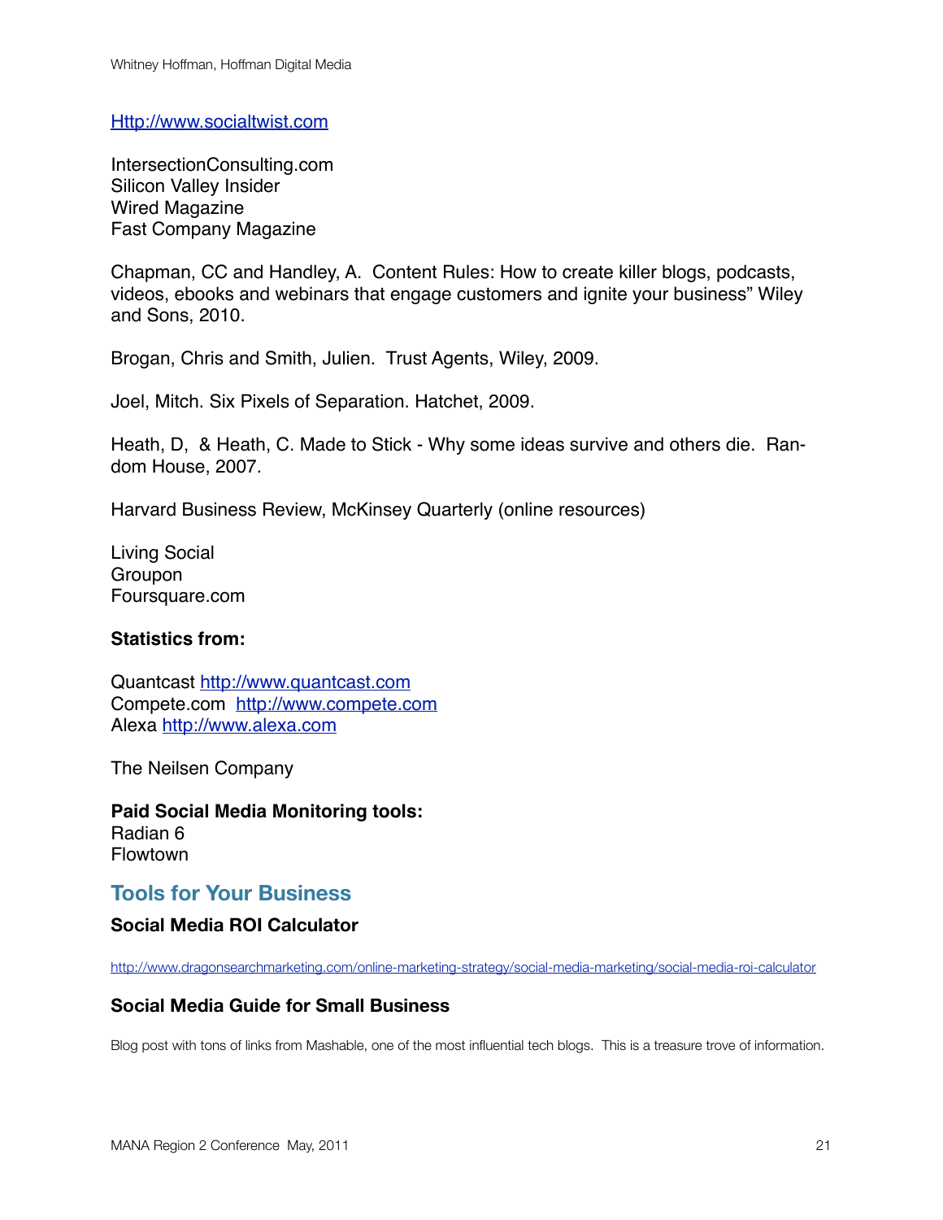[Http://www.socialtwist.com](Http://www.socialtwist.com)

IntersectionConsulting.com
Silicon Valley Insider
Wired Magazine
Fast Company Magazine

Chapman, CC and Handley, A. Content Rules: How to create killer blogs, podcasts, videos, ebooks and webinars that engage customers and ignite your business" Wiley and Sons, 2010.

Brogan, Chris and Smith, Julien. Trust Agents, Wiley, 2009.

Joel, Mitch. Six Pixels of Separation. Hatchet, 2009.

Heath, D, & Heath, C. Made to Stick - Why some ideas survive and others die. Random House, 2007.

Harvard Business Review, McKinsey Quarterly (online resources)

Living Social
Groupon
Foursquare.com

**Statistics from:**

Quantcast [http://www.quantcast.com](http://www.quantcast.com)
Compete.com [http://www.compete.com](http://www.compete.com)
Alexa [http://www.alexa.com](http://www.alexa.com)

The Neilsen Company

**Paid Social Media Monitoring tools:**
Radian 6
Flowtown

## Tools for Your Business

### Social Media ROI Calculator

[http://www.dragonsearchmarketing.com/online-marketing-strategy/social-media-marketing/social-media-roi-calculator](http://www.dragonsearchmarketing.com/online-marketing-strategy/social-media-marketing/social-media-roi-calculator)

### Social Media Guide for Small Business

Blog post with tons of links from Mashable, one of the most influential tech blogs. This is a treasure trove of information.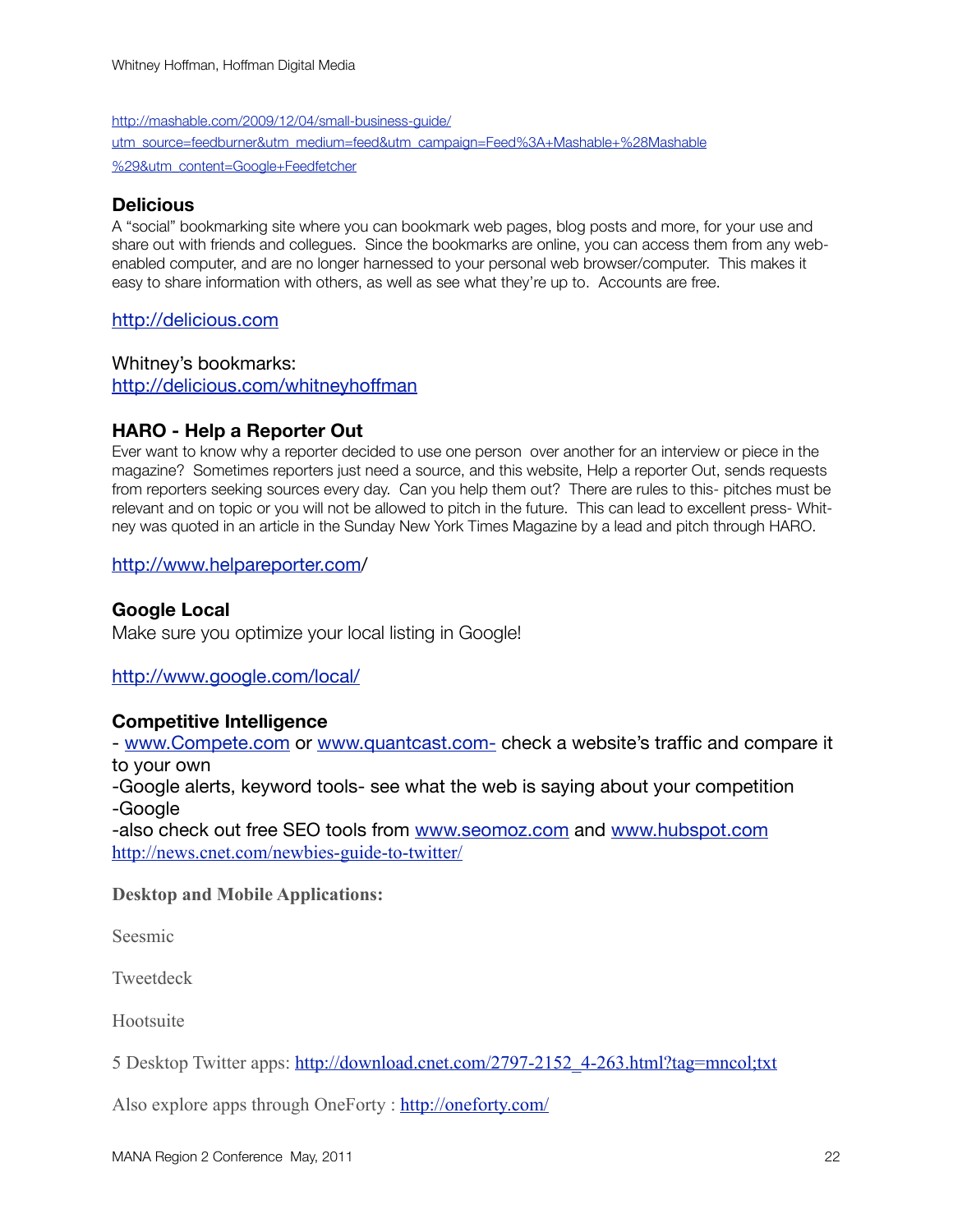http://mashable.com/2009/12/04/small-business-guide/utm_source=feedburner&utm_medium=feed&utm_campaign=Feed%3A+Mashable+%28Mashable%29&utm_content=Google+Feedfetcher

### Delicious

A "social" bookmarking site where you can bookmark web pages, blog posts and more, for your use and share out with friends and collegues. Since the bookmarks are online, you can access them from any web-enabled computer, and are no longer harnessed to your personal web browser/computer. This makes it easy to share information with others, as well as see what they're up to. Accounts are free.

http://delicious.com

Whitney's bookmarks:
http://delicious.com/whitneyhoffman

### HARO - Help a Reporter Out

Ever want to know why a reporter decided to use one person over another for an interview or piece in the magazine? Sometimes reporters just need a source, and this website, Help a reporter Out, sends requests from reporters seeking sources every day. Can you help them out? There are rules to this- pitches must be relevant and on topic or you will not be allowed to pitch in the future. This can lead to excellent press- Whitney was quoted in an article in the Sunday New York Times Magazine by a lead and pitch through HARO.

http://www.helpareporter.com/

### Google Local

Make sure you optimize your local listing in Google!

http://www.google.com/local/

### Competitive Intelligence

- www.Compete.com or www.quantcast.com- check a website's traffic and compare it to your own
-Google alerts, keyword tools- see what the web is saying about your competition
-Google
-also check out free SEO tools from www.seomoz.com and www.hubspot.com
http://news.cnet.com/newbies-guide-to-twitter/

**Desktop and Mobile Applications:**

Seesmic

Tweetdeck

Hootsuite

5 Desktop Twitter apps: http://download.cnet.com/2797-2152_4-263.html?tag=mncol;txt

Also explore apps through OneForty : http://oneforty.com/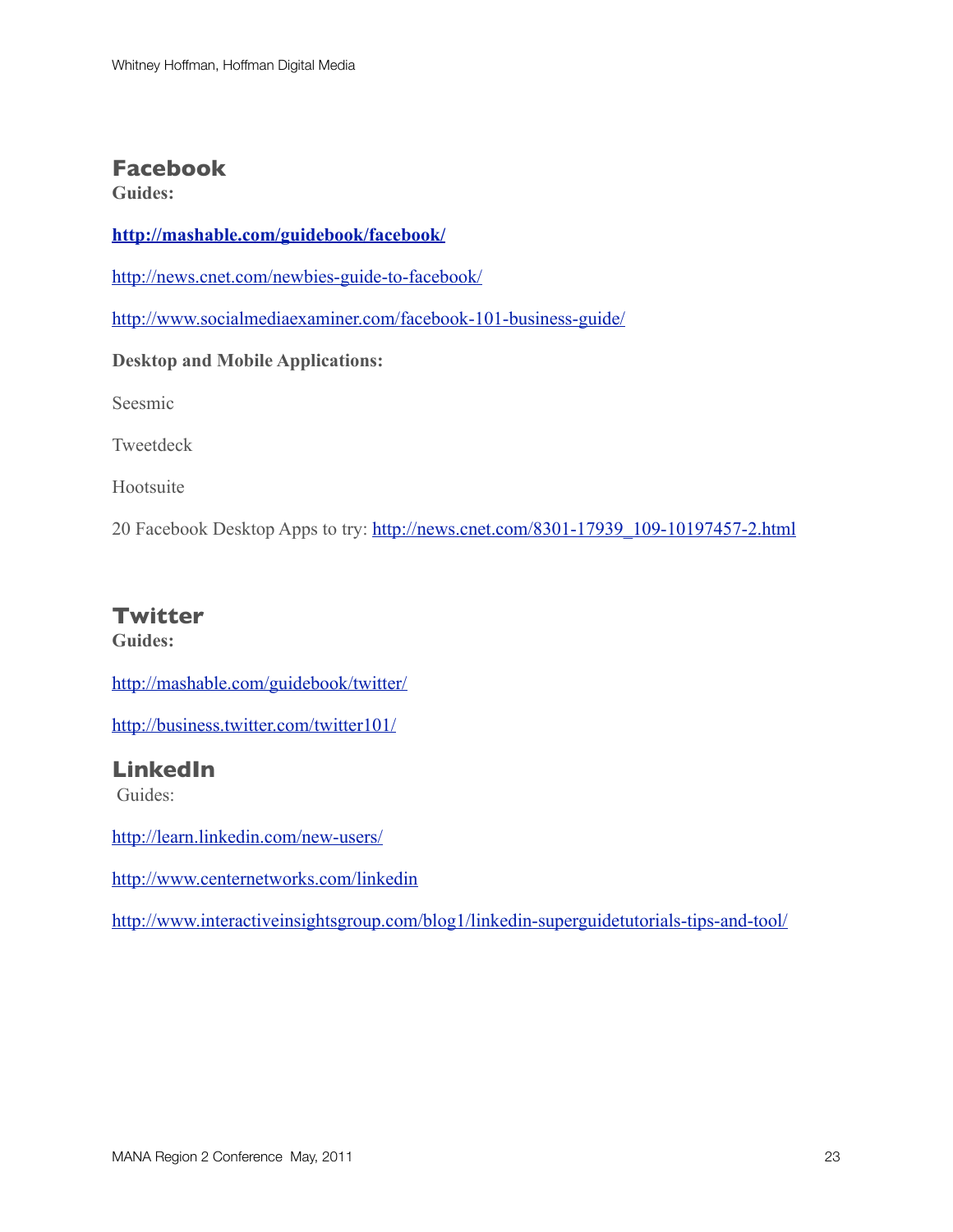## Facebook

**Guides:**

**http://mashable.com/guidebook/facebook/**

http://news.cnet.com/newbies-guide-to-facebook/

http://www.socialmediaexaminer.com/facebook-101-business-guide/

**Desktop and Mobile Applications:**

Seesmic

Tweetdeck

Hootsuite

20 Facebook Desktop Apps to try: http://news.cnet.com/8301-17939_109-10197457-2.html

## Twitter

**Guides:**

http://mashable.com/guidebook/twitter/

http://business.twitter.com/twitter101/

## LinkedIn

Guides:

http://learn.linkedin.com/new-users/

http://www.centernetworks.com/linkedin

http://www.interactiveinsightsgroup.com/blog1/linkedin-superguidetutorials-tips-and-tool/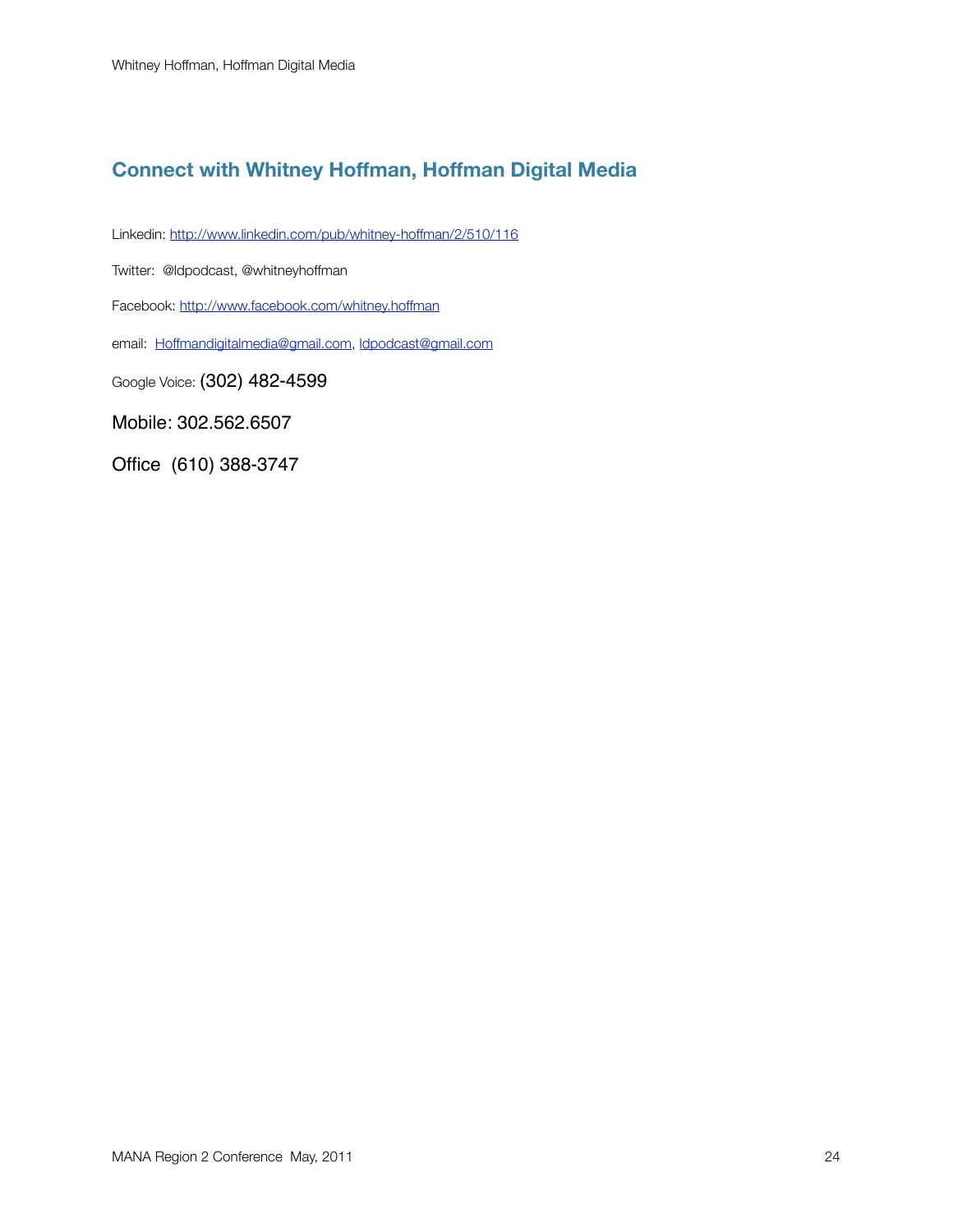## Connect with Whitney Hoffman, Hoffman Digital Media

Linkedin: http://www.linkedin.com/pub/whitney-hoffman/2/510/116

Twitter: @ldpodcast, @whitneyhoffman

Facebook: http://www.facebook.com/whitney.hoffman

email: Hoffmandigitalmedia@gmail.com, ldpodcast@gmail.com

Google Voice: (302) 482-4599

Mobile: 302.562.6507

Office (610) 388-3747